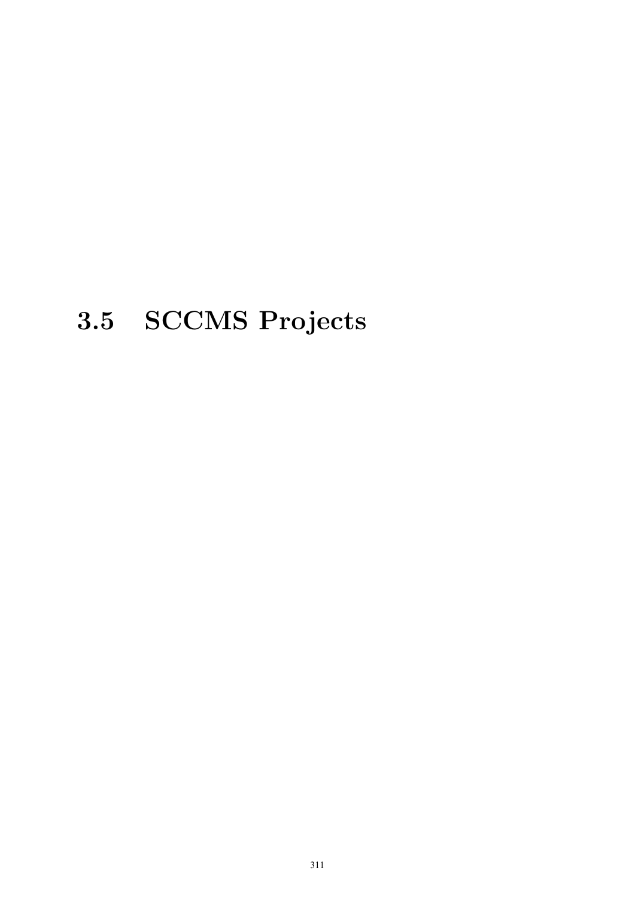## 3.5 SCCMS Projects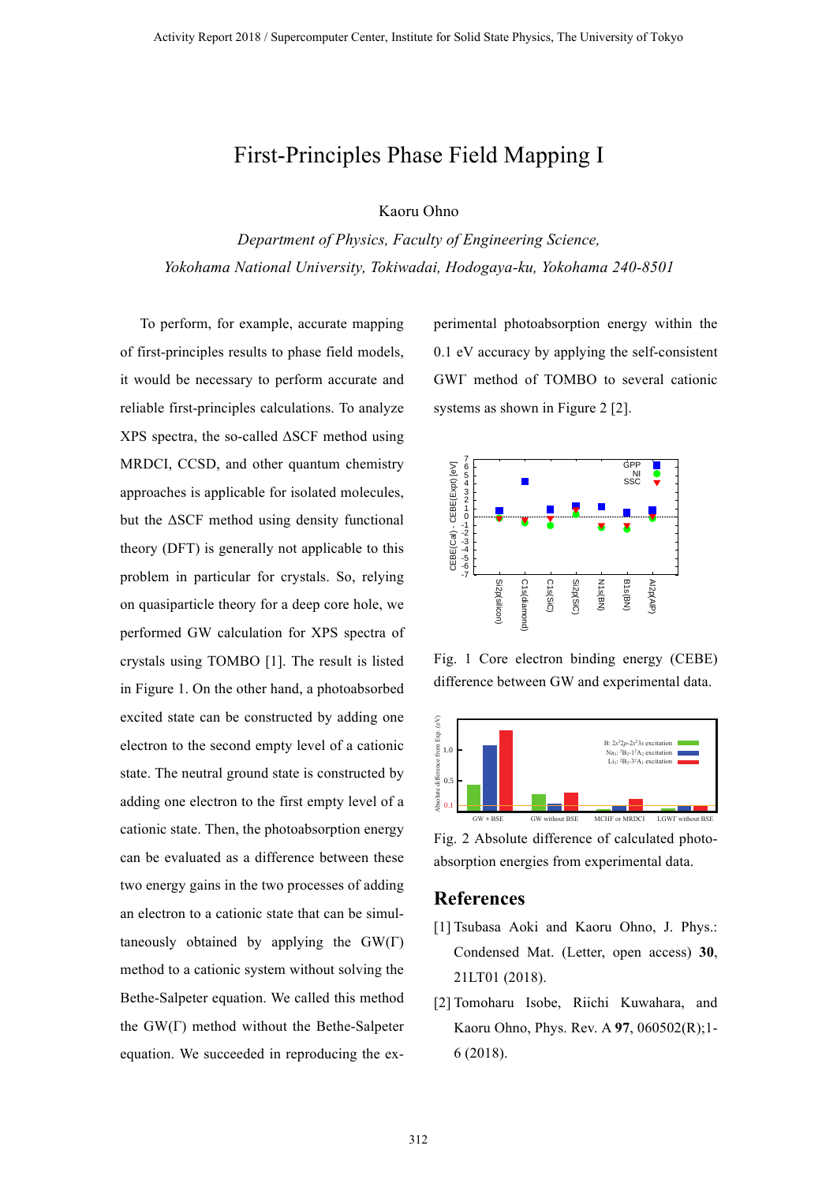# First-Principles Phase Field Mapping I

Kaoru Ohno

*Department of Physics, Faculty of Engineering Science,*
*Yokohama National University, Tokiwadai, Hodogaya-ku, Yokohama 240-8501*

To perform, for example, accurate mapping of first-principles results to phase field models, it would be necessary to perform accurate and reliable first-principles calculations. To analyze XPS spectra, the so-called ΔSCF method using MRDCI, CCSD, and other quantum chemistry approaches is applicable for isolated molecules, but the ΔSCF method using density functional theory (DFT) is generally not applicable to this problem in particular for crystals. So, relying on quasiparticle theory for a deep core hole, we performed GW calculation for XPS spectra of crystals using TOMBO [1]. The result is listed in Figure 1. On the other hand, a photoabsorbed excited state can be constructed by adding one electron to the second empty level of a cationic state. The neutral ground state is constructed by adding one electron to the first empty level of a cationic state. Then, the photoabsorption energy can be evaluated as a difference between these two energy gains in the two processes of adding an electron to a cationic state that can be simultaneously obtained by applying the GW(Γ) method to a cationic system without solving the Bethe-Salpeter equation. We called this method the GW(Γ) method without the Bethe-Salpeter equation. We succeeded in reproducing the experimental photoabsorption energy within the 0.1 eV accuracy by applying the self-consistent GWΓ method of TOMBO to several cationic systems as shown in Figure 2 [2].

Fig. 1 Core electron binding energy (CEBE) difference between GW and experimental data.

Fig. 2 Absolute difference of calculated photoabsorption energies from experimental data.

## References

[1] Tsubasa Aoki and Kaoru Ohno, J. Phys.: Condensed Mat. (Letter, open access) **30**, 21LT01 (2018).

[2] Tomoharu Isobe, Riichi Kuwahara, and Kaoru Ohno, Phys. Rev. A **97**, 060502(R);1-6 (2018).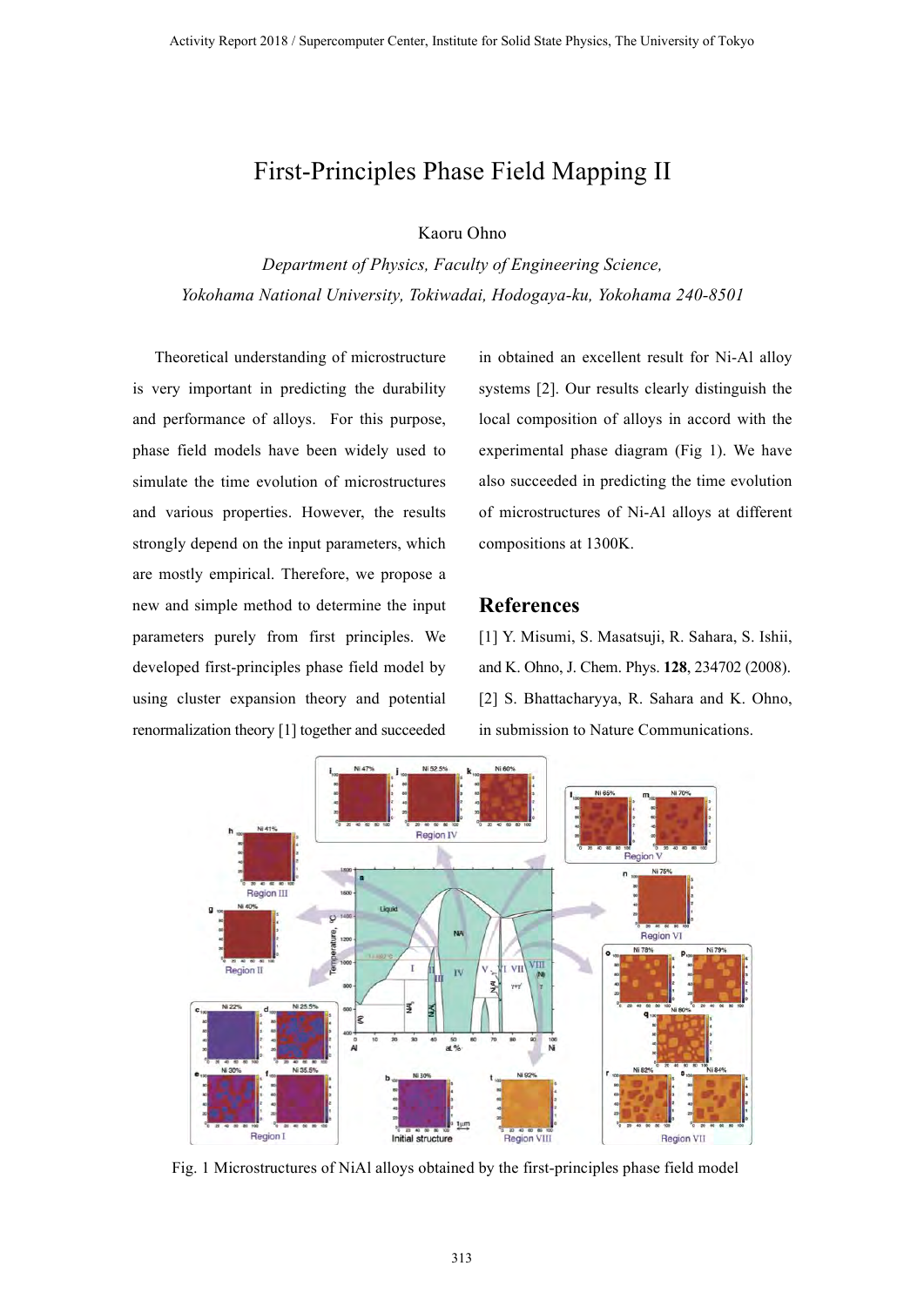# First-Principles Phase Field Mapping II

Kaoru Ohno

*Department of Physics, Faculty of Engineering Science,*
*Yokohama National University, Tokiwadai, Hodogaya-ku, Yokohama 240-8501*

Theoretical understanding of microstructure is very important in predicting the durability and performance of alloys. For this purpose, phase field models have been widely used to simulate the time evolution of microstructures and various properties. However, the results strongly depend on the input parameters, which are mostly empirical. Therefore, we propose a new and simple method to determine the input parameters purely from first principles. We developed first-principles phase field model by using cluster expansion theory and potential renormalization theory [1] together and succeeded in obtained an excellent result for Ni-Al alloy systems [2]. Our results clearly distinguish the local composition of alloys in accord with the experimental phase diagram (Fig 1). We have also succeeded in predicting the time evolution of microstructures of Ni-Al alloys at different compositions at 1300K.

## References

[1] Y. Misumi, S. Masatsuji, R. Sahara, S. Ishii, and K. Ohno, J. Chem. Phys. **128**, 234702 (2008).

[2] S. Bhattacharyya, R. Sahara and K. Ohno, in submission to Nature Communications.

Fig. 1 Microstructures of NiAl alloys obtained by the first-principles phase field model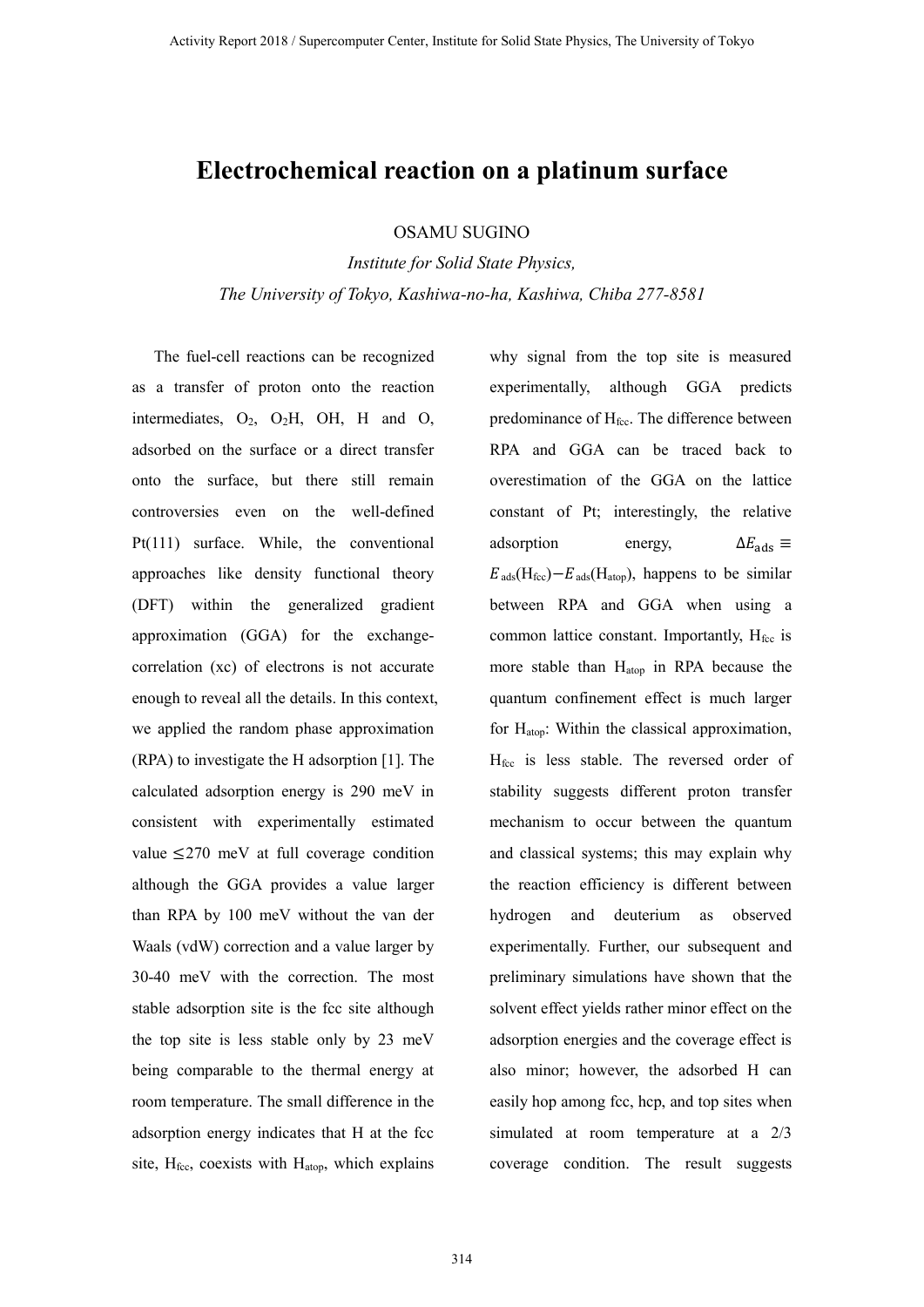# Electrochemical reaction on a platinum surface

OSAMU SUGINO

*Institute for Solid State Physics,*
*The University of Tokyo, Kashiwa-no-ha, Kashiwa, Chiba 277-8581*

The fuel-cell reactions can be recognized as a transfer of proton onto the reaction intermediates, $O_2$, $O_2H$, OH, H and O, adsorbed on the surface or a direct transfer onto the surface, but there still remain controversies even on the well-defined Pt(111) surface. While, the conventional approaches like density functional theory (DFT) within the generalized gradient approximation (GGA) for the exchange-correlation (xc) of electrons is not accurate enough to reveal all the details. In this context, we applied the random phase approximation (RPA) to investigate the H adsorption [1]. The calculated adsorption energy is 290 meV in consistent with experimentally estimated value ≤270 meV at full coverage condition although the GGA provides a value larger than RPA by 100 meV without the van der Waals (vdW) correction and a value larger by 30-40 meV with the correction. The most stable adsorption site is the fcc site although the top site is less stable only by 23 meV being comparable to the thermal energy at room temperature. The small difference in the adsorption energy indicates that H at the fcc site, $H_{fcc}$, coexists with $H_{atop}$, which explains why signal from the top site is measured experimentally, although GGA predicts predominance of $H_{fcc}$. The difference between RPA and GGA can be traced back to overestimation of the GGA on the lattice constant of Pt; interestingly, the relative adsorption energy, $\Delta E_{\mathrm{ads}} \equiv E_{\mathrm{ads}}(H_{fcc}) - E_{\mathrm{ads}}(H_{atop})$, happens to be similar between RPA and GGA when using a common lattice constant. Importantly, $H_{fcc}$ is more stable than $H_{atop}$ in RPA because the quantum confinement effect is much larger for $H_{atop}$: Within the classical approximation, $H_{fcc}$ is less stable. The reversed order of stability suggests different proton transfer mechanism to occur between the quantum and classical systems; this may explain why the reaction efficiency is different between hydrogen and deuterium as observed experimentally. Further, our subsequent and preliminary simulations have shown that the solvent effect yields rather minor effect on the adsorption energies and the coverage effect is also minor; however, the adsorbed H can easily hop among fcc, hcp, and top sites when simulated at room temperature at a 2/3 coverage condition. The result suggests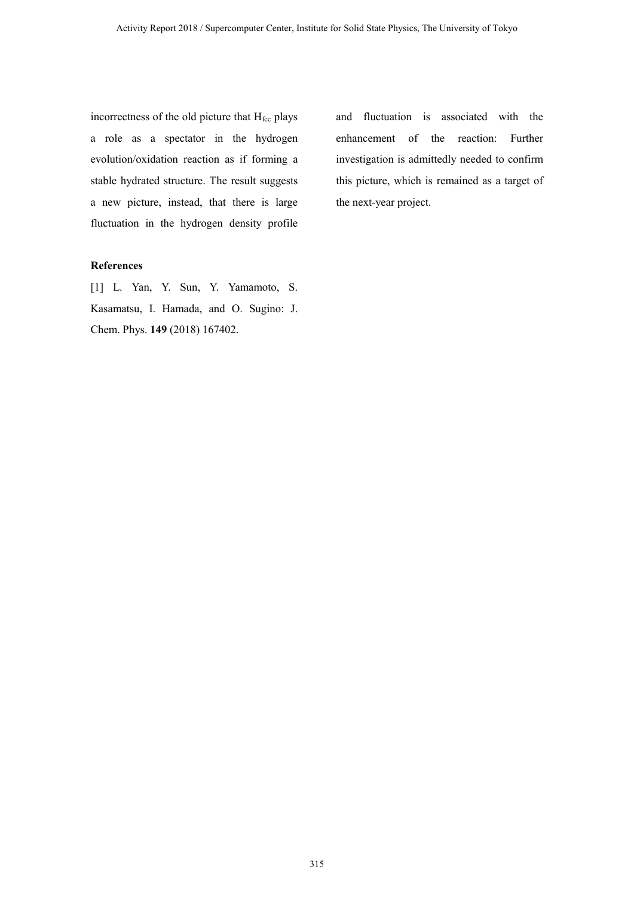incorrectness of the old picture that $H_{fcc}$ plays a role as a spectator in the hydrogen evolution/oxidation reaction as if forming a stable hydrated structure. The result suggests a new picture, instead, that there is large fluctuation in the hydrogen density profile and fluctuation is associated with the enhancement of the reaction: Further investigation is admittedly needed to confirm this picture, which is remained as a target of the next-year project.

### References

[1] L. Yan, Y. Sun, Y. Yamamoto, S. Kasamatsu, I. Hamada, and O. Sugino: J. Chem. Phys. **149** (2018) 167402.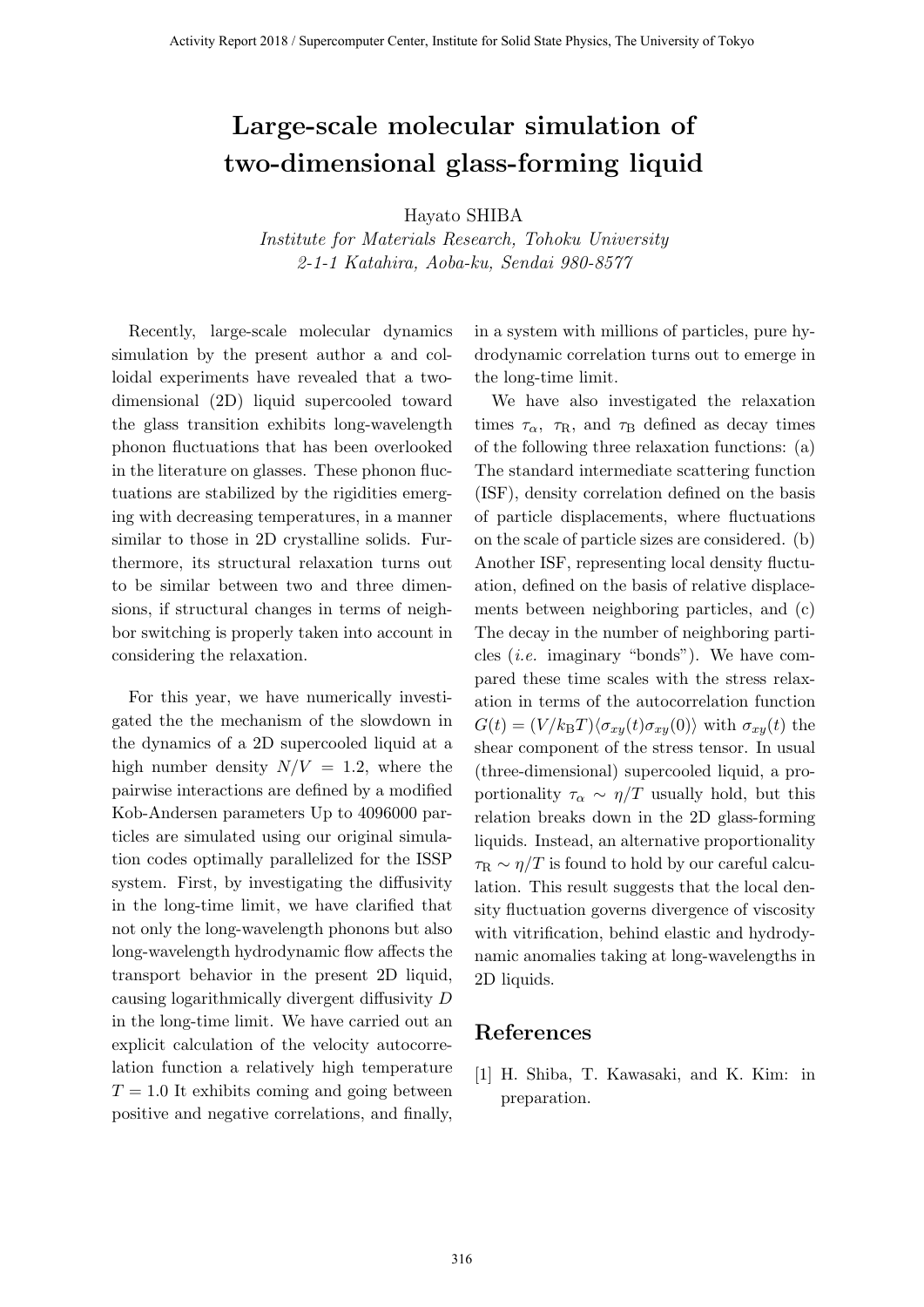# Large-scale molecular simulation of two-dimensional glass-forming liquid

Hayato SHIBA

*Institute for Materials Research, Tohoku University*
*2-1-1 Katahira, Aoba-ku, Sendai 980-8577*

Recently, large-scale molecular dynamics simulation by the present author a and colloidal experiments have revealed that a two-dimensional (2D) liquid supercooled toward the glass transition exhibits long-wavelength phonon fluctuations that has been overlooked in the literature on glasses. These phonon fluctuations are stabilized by the rigidities emerging with decreasing temperatures, in a manner similar to those in 2D crystalline solids. Furthermore, its structural relaxation turns out to be similar between two and three dimensions, if structural changes in terms of neighbor switching is properly taken into account in considering the relaxation.

For this year, we have numerically investigated the the mechanism of the slowdown in the dynamics of a 2D supercooled liquid at a high number density $N/V = 1.2$, where the pairwise interactions are defined by a modified Kob-Andersen parameters Up to 4096000 particles are simulated using our original simulation codes optimally parallelized for the ISSP system. First, by investigating the diffusivity in the long-time limit, we have clarified that not only the long-wavelength phonons but also long-wavelength hydrodynamic flow affects the transport behavior in the present 2D liquid, causing logarithmically divergent diffusivity $D$ in the long-time limit. We have carried out an explicit calculation of the velocity autocorrelation function a relatively high temperature $T = 1.0$ It exhibits coming and going between positive and negative correlations, and finally, in a system with millions of particles, pure hydrodynamic correlation turns out to emerge in the long-time limit.

We have also investigated the relaxation times $\tau_\alpha$, $\tau_{\rm R}$, and $\tau_{\rm B}$ defined as decay times of the following three relaxation functions: (a) The standard intermediate scattering function (ISF), density correlation defined on the basis of particle displacements, where fluctuations on the scale of particle sizes are considered. (b) Another ISF, representing local density fluctuation, defined on the basis of relative displacements between neighboring particles, and (c) The decay in the number of neighboring particles (*i.e.* imaginary "bonds"). We have compared these time scales with the stress relaxation in terms of the autocorrelation function $G(t) = (V/k_{\rm B}T)\langle\sigma_{xy}(t)\sigma_{xy}(0)\rangle$ with $\sigma_{xy}(t)$ the shear component of the stress tensor. In usual (three-dimensional) supercooled liquid, a proportionality $\tau_\alpha \sim \eta/T$ usually hold, but this relation breaks down in the 2D glass-forming liquids. Instead, an alternative proportionality $\tau_{\rm R} \sim \eta/T$ is found to hold by our careful calculation. This result suggests that the local density fluctuation governs divergence of viscosity with vitrification, behind elastic and hydrodynamic anomalies taking at long-wavelengths in 2D liquids.

## References

[1] H. Shiba, T. Kawasaki, and K. Kim: in preparation.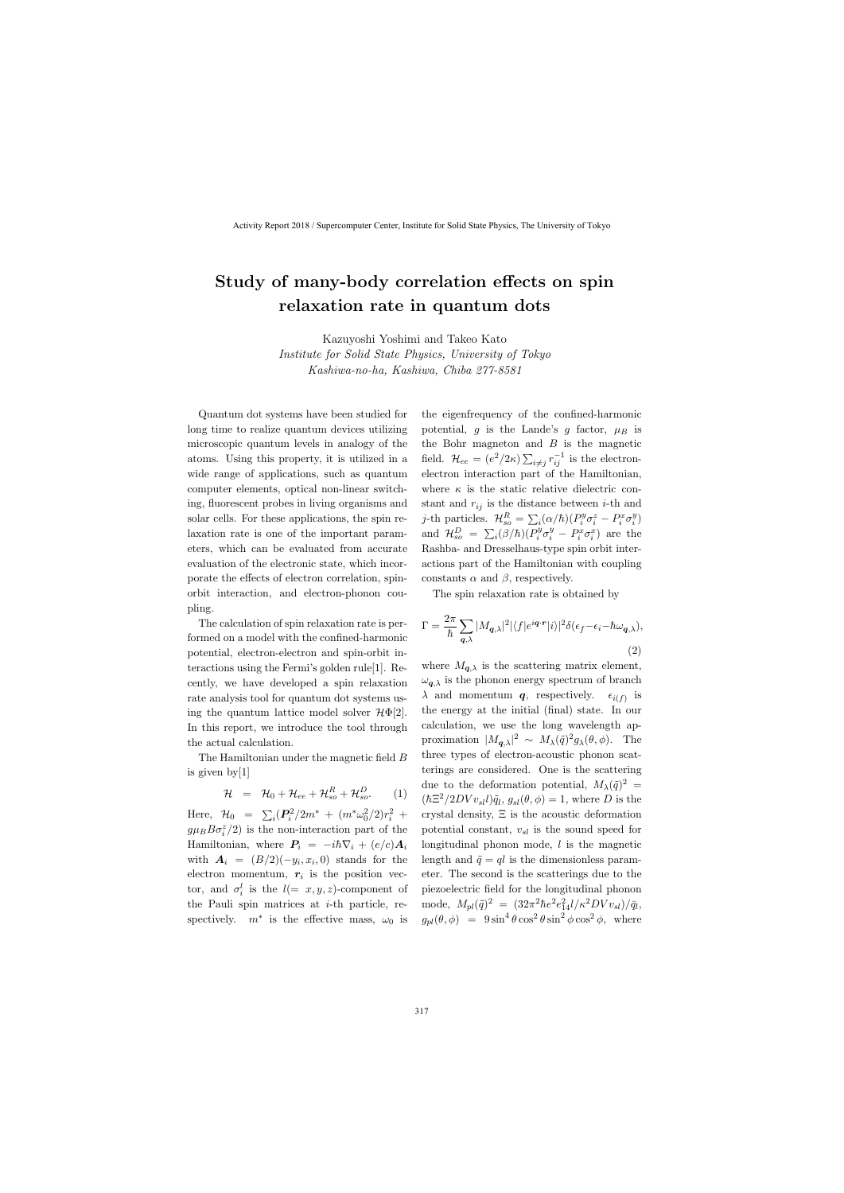# Study of many-body correlation effects on spin relaxation rate in quantum dots

Kazuyoshi Yoshimi and Takeo Kato
*Institute for Solid State Physics, University of Tokyo*
*Kashiwa-no-ha, Kashiwa, Chiba 277-8581*

Quantum dot systems have been studied for long time to realize quantum devices utilizing microscopic quantum levels in analogy of the atoms. Using this property, it is utilized in a wide range of applications, such as quantum computer elements, optical non-linear switching, fluorescent probes in living organisms and solar cells. For these applications, the spin relaxation rate is one of the important parameters, which can be evaluated from accurate evaluation of the electronic state, which incorporate the effects of electron correlation, spin-orbit interaction, and electron-phonon coupling.

The calculation of spin relaxation rate is performed on a model with the confined-harmonic potential, electron-electron and spin-orbit interactions using the Fermi's golden rule[1]. Recently, we have developed a spin relaxation rate analysis tool for quantum dot systems using the quantum lattice model solver $\mathcal{H}\Phi$[2]. In this report, we introduce the tool through the actual calculation.

The Hamiltonian under the magnetic field $B$ is given by[1]

$$\mathcal{H} = \mathcal{H}_0 + \mathcal{H}_{ee} + \mathcal{H}_{so}^R + \mathcal{H}_{so}^D. \quad (1)$$

Here, $\mathcal{H}_0 = \sum_i(\boldsymbol{P}_i^2/2m^* + (m^*\omega_0^2/2)r_i^2 + g\mu_B B\sigma_i^z/2)$ is the non-interaction part of the Hamiltonian, where $\boldsymbol{P}_i = -i\hbar\nabla_i + (e/c)\boldsymbol{A}_i$ with $\boldsymbol{A}_i = (B/2)(-y_i, x_i, 0)$ stands for the electron momentum, $\boldsymbol{r}_i$ is the position vector, and $\sigma_i^l$ is the $l(= x, y, z)$-component of the Pauli spin matrices at $i$-th particle, respectively. $m^*$ is the effective mass, $\omega_0$ is the eigenfrequency of the confined-harmonic potential, $g$ is the Lande's $g$ factor, $\mu_B$ is the Bohr magneton and $B$ is the magnetic field. $\mathcal{H}_{ee} = (e^2/2\kappa)\sum_{i\neq j} r_{ij}^{-1}$ is the electron-electron interaction part of the Hamiltonian, where $\kappa$ is the static relative dielectric constant and $r_{ij}$ is the distance between $i$-th and $j$-th particles. $\mathcal{H}_{so}^R = \sum_i(\alpha/\hbar)(P_i^y\sigma_i^z - P_i^x\sigma_i^y)$ and $\mathcal{H}_{so}^D = \sum_i(\beta/\hbar)(P_i^y\sigma_i^y - P_i^x\sigma_i^x)$ are the Rashba- and Dresselhaus-type spin orbit interactions part of the Hamiltonian with coupling constants $\alpha$ and $\beta$, respectively.

The spin relaxation rate is obtained by

$$\Gamma = \frac{2\pi}{\hbar}\sum_{\boldsymbol{q},\lambda}|M_{\boldsymbol{q},\lambda}|^2|\langle f|e^{i\boldsymbol{q}\cdot\boldsymbol{r}}|i\rangle|^2\delta(\epsilon_f - \epsilon_i - \hbar\omega_{\boldsymbol{q},\lambda}), \quad (2)$$

where $M_{\boldsymbol{q},\lambda}$ is the scattering matrix element, $\omega_{\boldsymbol{q},\lambda}$ is the phonon energy spectrum of branch $\lambda$ and momentum $\boldsymbol{q}$, respectively. $\epsilon_{i(f)}$ is the energy at the initial (final) state. In our calculation, we use the long wavelength approximation $|M_{\boldsymbol{q},\lambda}|^2 \sim M_\lambda(\tilde{q})^2 g_\lambda(\theta,\phi)$. The three types of electron-acoustic phonon scatterings are considered. One is the scattering due to the deformation potential, $M_\lambda(\tilde{q})^2 = (\hbar\Xi^2/2DVv_{sl}l)\tilde{q}_l$, $g_{sl}(\theta,\phi) = 1$, where $D$ is the crystal density, $\Xi$ is the acoustic deformation potential constant, $v_{sl}$ is the sound speed for longitudinal phonon mode, $l$ is the magnetic length and $\tilde{q} = ql$ is the dimensionless parameter. The second is the scatterings due to the piezoelectric field for the longitudinal phonon mode, $M_{pl}(\tilde{q})^2 = (32\pi^2\hbar e^2 e_{14}^2 l/\kappa^2 DVv_{sl})/\tilde{q}_l$, $g_{pl}(\theta,\phi) = 9\sin^4\theta\cos^2\theta\sin^2\phi\cos^2\phi$, where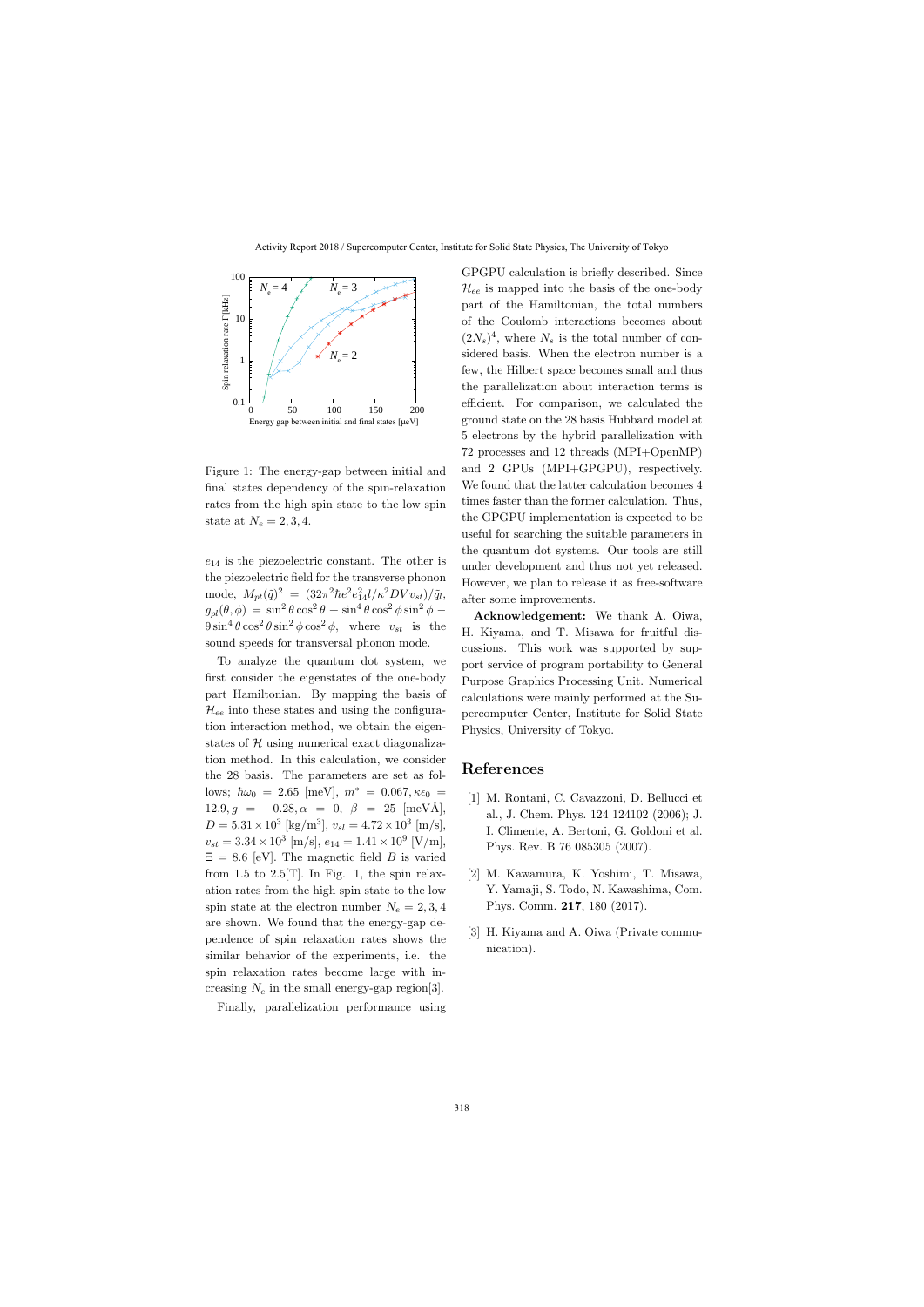Figure 1: The energy-gap between initial and final states dependency of the spin-relaxation rates from the high spin state to the low spin state at $N_e = 2, 3, 4$.

$e_{14}$ is the piezoelectric constant. The other is the piezoelectric field for the transverse phonon mode, $M_{pt}(\vec{q})^2 = (32\pi^2\hbar e^2 e_{14}^2 l/\kappa^2 DV v_{st})/\tilde{q}l$, $g_{pt}(\theta,\phi) = \sin^2\theta\cos^2\theta + \sin^4\theta\cos^2\phi\sin^2\phi - 9\sin^4\theta\cos^2\theta\sin^2\phi\cos^2\phi$, where $v_{st}$ is the sound speeds for transversal phonon mode.

To analyze the quantum dot system, we first consider the eigenstates of the one-body part Hamiltonian. By mapping the basis of $\mathcal{H}_{ee}$ into these states and using the configuration interaction method, we obtain the eigenstates of $\mathcal{H}$ using numerical exact diagonalization method. In this calculation, we consider the 28 basis. The parameters are set as follows; $\hbar\omega_0 = 2.65$ [meV], $m^* = 0.067, \kappa\epsilon_0 = 12.9, g = -0.28, \alpha = 0, \beta = 25$ [meVÅ], $D = 5.31\times10^3$ [kg/m$^3$], $v_{sl} = 4.72\times10^3$ [m/s], $v_{st} = 3.34\times10^3$ [m/s], $e_{14} = 1.41\times10^9$ [V/m], $\Xi = 8.6$ [eV]. The magnetic field $B$ is varied from 1.5 to 2.5[T]. In Fig. 1, the spin relaxation rates from the high spin state to the low spin state at the electron number $N_e = 2, 3, 4$ are shown. We found that the energy-gap dependence of spin relaxation rates shows the similar behavior of the experiments, i.e. the spin relaxation rates become large with increasing $N_e$ in the small energy-gap region[3].

Finally, parallelization performance using GPGPU calculation is briefly described. Since $\mathcal{H}_{ee}$ is mapped into the basis of the one-body part of the Hamiltonian, the total numbers of the Coulomb interactions becomes about $(2N_s)^4$, where $N_s$ is the total number of considered basis. When the electron number is a few, the Hilbert space becomes small and thus the parallelization about interaction terms is efficient. For comparison, we calculated the ground state on the 28 basis Hubbard model at 5 electrons by the hybrid parallelization with 72 processes and 12 threads (MPI+OpenMP) and 2 GPUs (MPI+GPGPU), respectively. We found that the latter calculation becomes 4 times faster than the former calculation. Thus, the GPGPU implementation is expected to be useful for searching the suitable parameters in the quantum dot systems. Our tools are still under development and thus not yet released. However, we plan to release it as free-software after some improvements.

**Acknowledgement:** We thank A. Oiwa, H. Kiyama, and T. Misawa for fruitful discussions. This work was supported by support service of program portability to General Purpose Graphics Processing Unit. Numerical calculations were mainly performed at the Supercomputer Center, Institute for Solid State Physics, University of Tokyo.

## References

[1] M. Rontani, C. Cavazzoni, D. Bellucci et al., J. Chem. Phys. 124 124102 (2006); J. I. Climente, A. Bertoni, G. Goldoni et al. Phys. Rev. B 76 085305 (2007).

[2] M. Kawamura, K. Yoshimi, T. Misawa, Y. Yamaji, S. Todo, N. Kawashima, Com. Phys. Comm. **217**, 180 (2017).

[3] H. Kiyama and A. Oiwa (Private communication).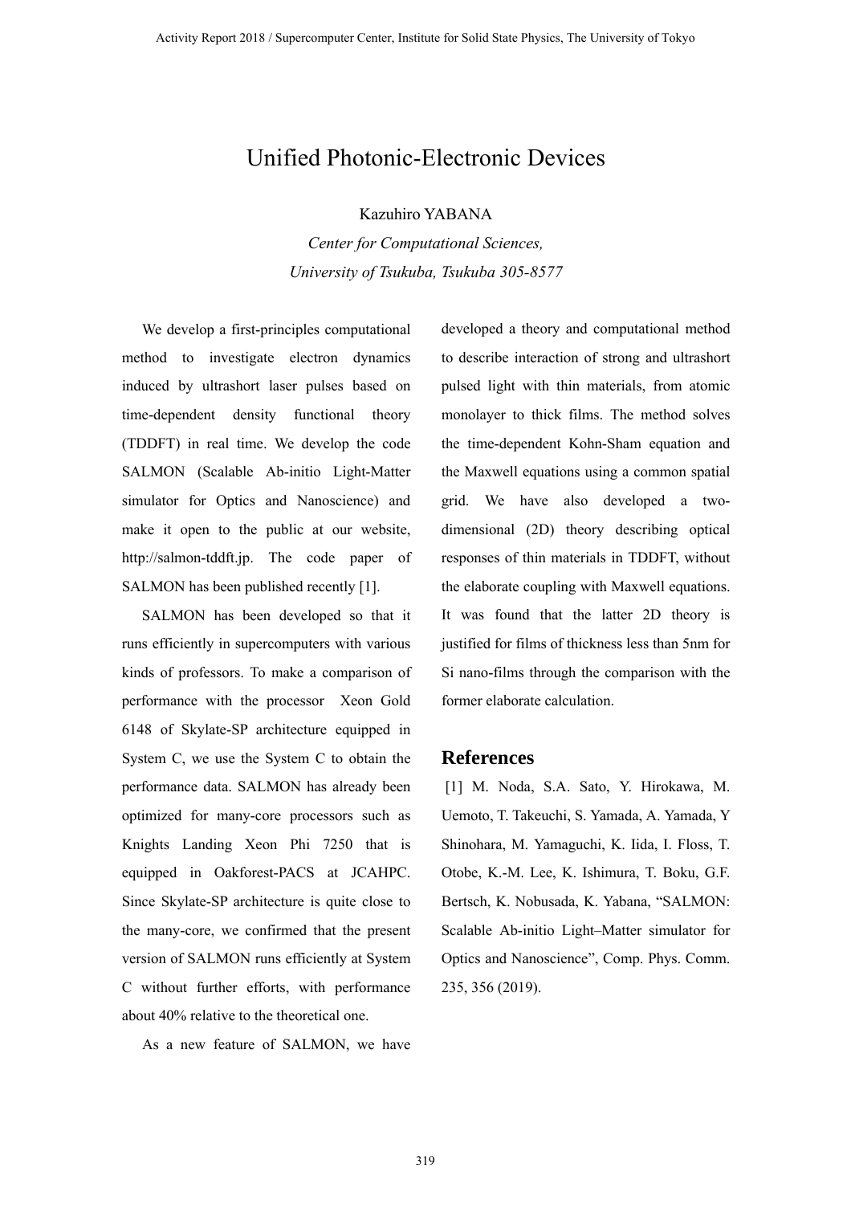# Unified Photonic-Electronic Devices

Kazuhiro YABANA

*Center for Computational Sciences,*
*University of Tsukuba, Tsukuba 305-8577*

We develop a first-principles computational method to investigate electron dynamics induced by ultrashort laser pulses based on time-dependent density functional theory (TDDFT) in real time. We develop the code SALMON (Scalable Ab-initio Light-Matter simulator for Optics and Nanoscience) and make it open to the public at our website, http://salmon-tddft.jp. The code paper of SALMON has been published recently [1].

SALMON has been developed so that it runs efficiently in supercomputers with various kinds of professors. To make a comparison of performance with the processor Xeon Gold 6148 of Skylate-SP architecture equipped in System C, we use the System C to obtain the performance data. SALMON has already been optimized for many-core processors such as Knights Landing Xeon Phi 7250 that is equipped in Oakforest-PACS at JCAHPC. Since Skylate-SP architecture is quite close to the many-core, we confirmed that the present version of SALMON runs efficiently at System C without further efforts, with performance about 40% relative to the theoretical one.

As a new feature of SALMON, we have developed a theory and computational method to describe interaction of strong and ultrashort pulsed light with thin materials, from atomic monolayer to thick films. The method solves the time-dependent Kohn-Sham equation and the Maxwell equations using a common spatial grid. We have also developed a two-dimensional (2D) theory describing optical responses of thin materials in TDDFT, without the elaborate coupling with Maxwell equations. It was found that the latter 2D theory is justified for films of thickness less than 5nm for Si nano-films through the comparison with the former elaborate calculation.

## References

[1] M. Noda, S.A. Sato, Y. Hirokawa, M. Uemoto, T. Takeuchi, S. Yamada, A. Yamada, Y Shinohara, M. Yamaguchi, K. Iida, I. Floss, T. Otobe, K.-M. Lee, K. Ishimura, T. Boku, G.F. Bertsch, K. Nobusada, K. Yabana, "SALMON: Scalable Ab-initio Light–Matter simulator for Optics and Nanoscience", Comp. Phys. Comm. 235, 356 (2019).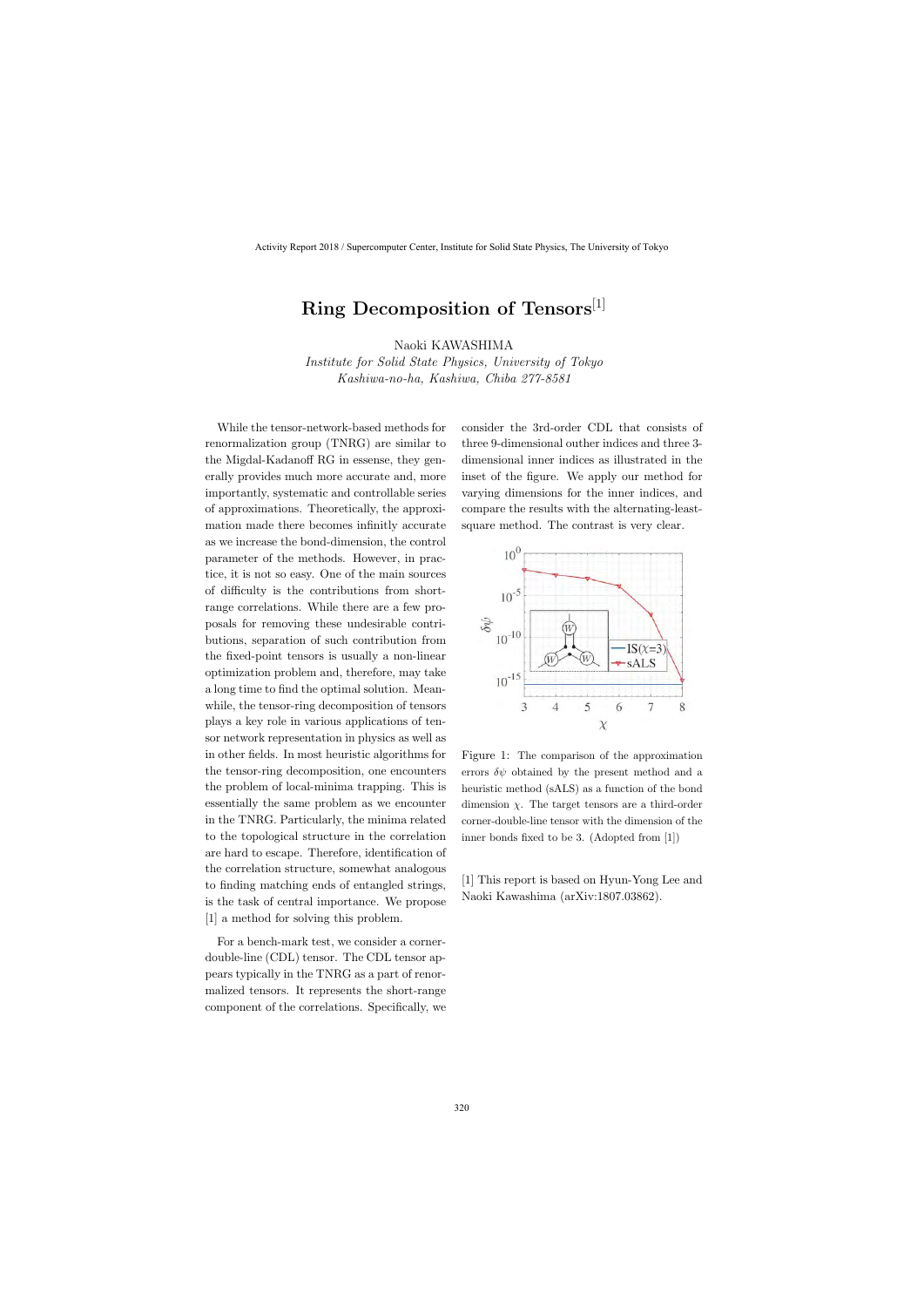# Ring Decomposition of Tensors[1]

Naoki KAWASHIMA

*Institute for Solid State Physics, University of Tokyo*
*Kashiwa-no-ha, Kashiwa, Chiba 277-8581*

While the tensor-network-based methods for renormalization group (TNRG) are similar to the Migdal-Kadanoff RG in essense, they generally provides much more accurate and, more importantly, systematic and controllable series of approximations. Theoretically, the approximation made there becomes infinitly accurate as we increase the bond-dimension, the control parameter of the methods. However, in practice, it is not so easy. One of the main sources of difficulty is the contributions from short-range correlations. While there are a few proposals for removing these undesirable contributions, separation of such contribution from the fixed-point tensors is usually a non-linear optimization problem and, therefore, may take a long time to find the optimal solution. Meanwhile, the tensor-ring decomposition of tensors plays a key role in various applications of tensor network representation in physics as well as in other fields. In most heuristic algorithms for the tensor-ring decomposition, one encounters the problem of local-minima trapping. This is essentially the same problem as we encounter in the TNRG. Particularly, the minima related to the topological structure in the correlation are hard to escape. Therefore, identification of the correlation structure, somewhat analogous to finding matching ends of entangled strings, is the task of central importance. We propose [1] a method for solving this problem.

For a bench-mark test, we consider a corner-double-line (CDL) tensor. The CDL tensor appears typically in the TNRG as a part of renormalized tensors. It represents the short-range component of the correlations. Specifically, we consider the 3rd-order CDL that consists of three 9-dimensional outher indices and three 3-dimensional inner indices as illustrated in the inset of the figure. We apply our method for varying dimensions for the inner indices, and compare the results with the alternating-least-square method. The contrast is very clear.

Figure 1: The comparison of the approximation errors $\delta\psi$ obtained by the present method and a heuristic method (sALS) as a function of the bond dimension $\chi$. The target tensors are a third-order corner-double-line tensor with the dimension of the inner bonds fixed to be 3. (Adopted from [1])

[1] This report is based on Hyun-Yong Lee and Naoki Kawashima (arXiv:1807.03862).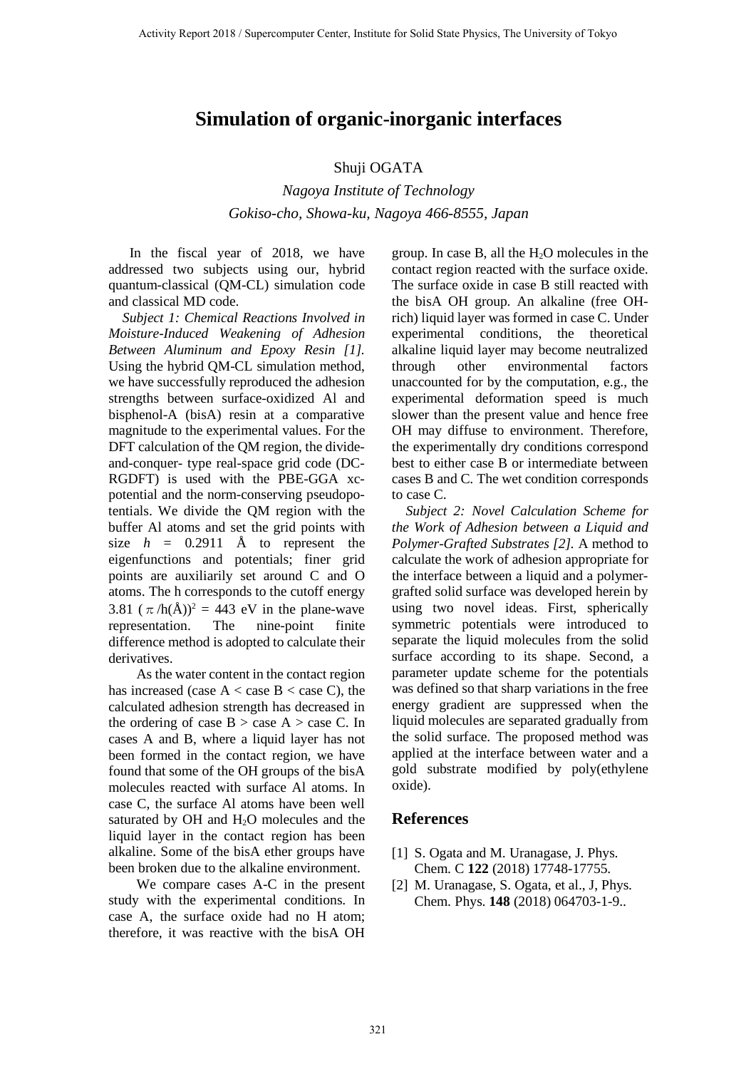# Simulation of organic-inorganic interfaces

Shuji OGATA

*Nagoya Institute of Technology*
*Gokiso-cho, Showa-ku, Nagoya 466-8555, Japan*

In the fiscal year of 2018, we have addressed two subjects using our, hybrid quantum-classical (QM-CL) simulation code and classical MD code.

*Subject 1: Chemical Reactions Involved in Moisture-Induced Weakening of Adhesion Between Aluminum and Epoxy Resin [1].* Using the hybrid QM-CL simulation method, we have successfully reproduced the adhesion strengths between surface-oxidized Al and bisphenol-A (bisA) resin at a comparative magnitude to the experimental values. For the DFT calculation of the QM region, the divide-and-conquer- type real-space grid code (DC-RGDFT) is used with the PBE-GGA xc-potential and the norm-conserving pseudopotentials. We divide the QM region with the buffer Al atoms and set the grid points with size $h$ = 0.2911 Å to represent the eigenfunctions and potentials; finer grid points are auxiliarily set around C and O atoms. The h corresponds to the cutoff energy $3.81\ (\pi/h(\text{Å}))^2 = 443$ eV in the plane-wave representation. The nine-point finite difference method is adopted to calculate their derivatives.

As the water content in the contact region has increased (case A < case B < case C), the calculated adhesion strength has decreased in the ordering of case B > case A > case C. In cases A and B, where a liquid layer has not been formed in the contact region, we have found that some of the OH groups of the bisA molecules reacted with surface Al atoms. In case C, the surface Al atoms have been well saturated by OH and $H_2O$ molecules and the liquid layer in the contact region has been alkaline. Some of the bisA ether groups have been broken due to the alkaline environment.

We compare cases A-C in the present study with the experimental conditions. In case A, the surface oxide had no H atom; therefore, it was reactive with the bisA OH group. In case B, all the $H_2O$ molecules in the contact region reacted with the surface oxide. The surface oxide in case B still reacted with the bisA OH group. An alkaline (free OH-rich) liquid layer was formed in case C. Under experimental conditions, the theoretical alkaline liquid layer may become neutralized through other environmental factors unaccounted for by the computation, e.g., the experimental deformation speed is much slower than the present value and hence free OH may diffuse to environment. Therefore, the experimentally dry conditions correspond best to either case B or intermediate between cases B and C. The wet condition corresponds to case C.

*Subject 2: Novel Calculation Scheme for the Work of Adhesion between a Liquid and Polymer-Grafted Substrates [2].* A method to calculate the work of adhesion appropriate for the interface between a liquid and a polymer-grafted solid surface was developed herein by using two novel ideas. First, spherically symmetric potentials were introduced to separate the liquid molecules from the solid surface according to its shape. Second, a parameter update scheme for the potentials was defined so that sharp variations in the free energy gradient are suppressed when the liquid molecules are separated gradually from the solid surface. The proposed method was applied at the interface between water and a gold substrate modified by poly(ethylene oxide).

## References

[1] S. Ogata and M. Uranagase, J. Phys. Chem. C **122** (2018) 17748-17755.

[2] M. Uranagase, S. Ogata, et al., J, Phys. Chem. Phys. **148** (2018) 064703-1-9..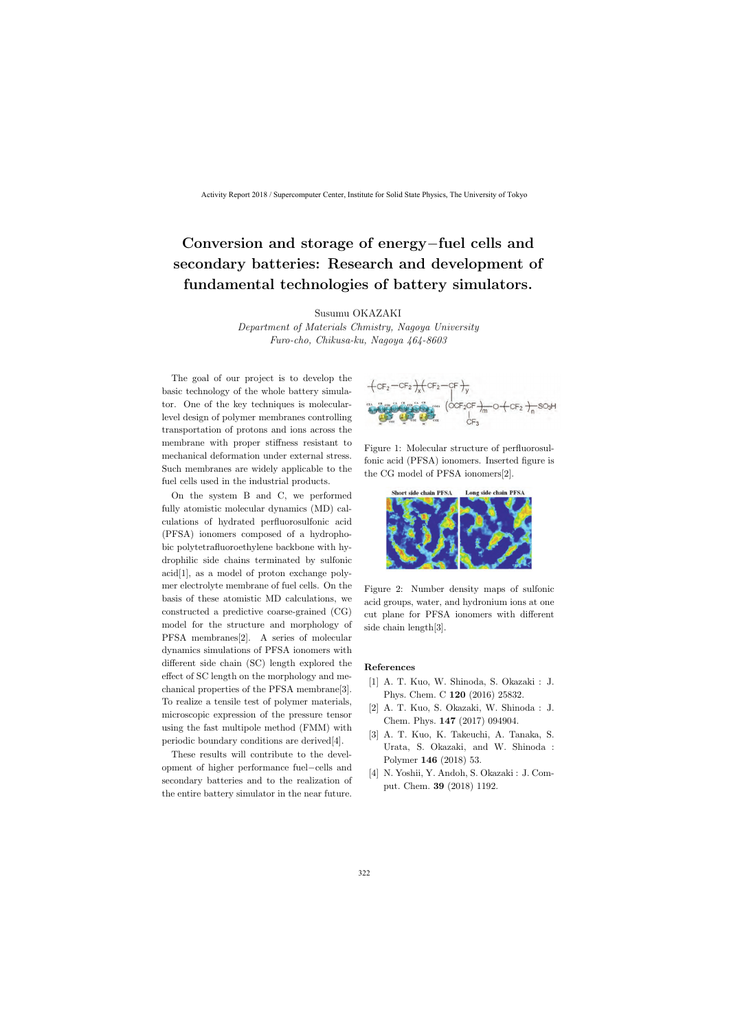# Conversion and storage of energy−fuel cells and secondary batteries: Research and development of fundamental technologies of battery simulators.

Susumu OKAZAKI

*Department of Materials Chmistry, Nagoya University*
*Furo-cho, Chikusa-ku, Nagoya 464-8603*

The goal of our project is to develop the basic technology of the whole battery simulator. One of the key techniques is molecular-level design of polymer membranes controlling transportation of protons and ions across the membrane with proper stiffness resistant to mechanical deformation under external stress. Such membranes are widely applicable to the fuel cells used in the industrial products.

On the system B and C, we performed fully atomistic molecular dynamics (MD) calculations of hydrated perfluorosulfonic acid (PFSA) ionomers composed of a hydrophobic polytetrafluoroethylene backbone with hydrophilic side chains terminated by sulfonic acid[1], as a model of proton exchange polymer electrolyte membrane of fuel cells. On the basis of these atomistic MD calculations, we constructed a predictive coarse-grained (CG) model for the structure and morphology of PFSA membranes[2]. A series of molecular dynamics simulations of PFSA ionomers with different side chain (SC) length explored the effect of SC length on the morphology and mechanical properties of the PFSA membrane[3]. To realize a tensile test of polymer materials, microscopic expression of the pressure tensor using the fast multipole method (FMM) with periodic boundary conditions are derived[4].

These results will contribute to the development of higher performance fuel−cells and secondary batteries and to the realization of the entire battery simulator in the near future.

Figure 1: Molecular structure of perfluorosulfonic acid (PFSA) ionomers. Inserted figure is the CG model of PFSA ionomers[2].

Figure 2: Number density maps of sulfonic acid groups, water, and hydronium ions at one cut plane for PFSA ionomers with different side chain length[3].

## References

[1] A. T. Kuo, W. Shinoda, S. Okazaki : J. Phys. Chem. C **120** (2016) 25832.

[2] A. T. Kuo, S. Okazaki, W. Shinoda : J. Chem. Phys. **147** (2017) 094904.

[3] A. T. Kuo, K. Takeuchi, A. Tanaka, S. Urata, S. Okazaki, and W. Shinoda : Polymer **146** (2018) 53.

[4] N. Yoshii, Y. Andoh, S. Okazaki : J. Comput. Chem. **39** (2018) 1192.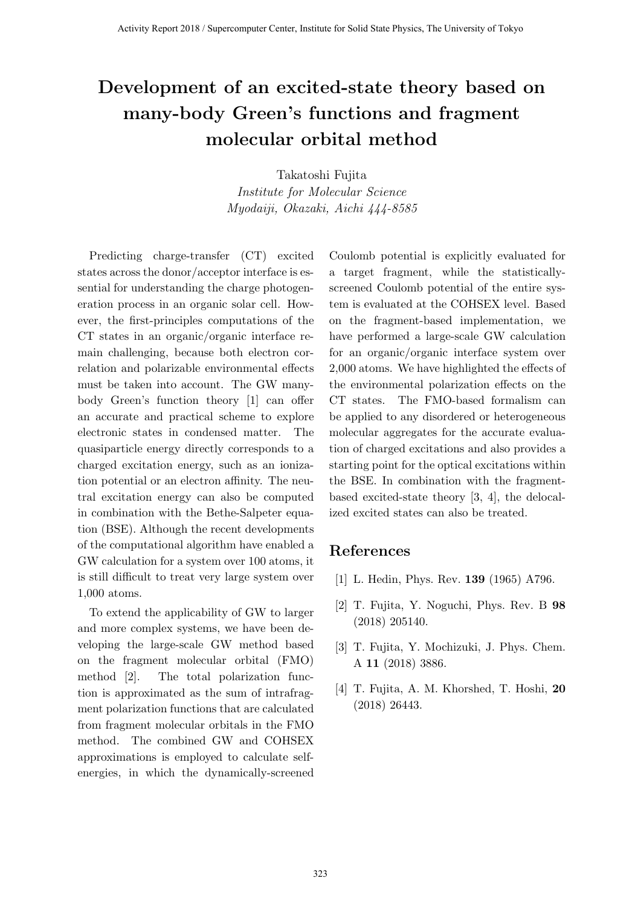# Development of an excited-state theory based on many-body Green's functions and fragment molecular orbital method

Takatoshi Fujita
*Institute for Molecular Science*
*Myodaiji, Okazaki, Aichi 444-8585*

Predicting charge-transfer (CT) excited states across the donor/acceptor interface is essential for understanding the charge photogeneration process in an organic solar cell. However, the first-principles computations of the CT states in an organic/organic interface remain challenging, because both electron correlation and polarizable environmental effects must be taken into account. The GW many-body Green's function theory [1] can offer an accurate and practical scheme to explore electronic states in condensed matter. The quasiparticle energy directly corresponds to a charged excitation energy, such as an ionization potential or an electron affinity. The neutral excitation energy can also be computed in combination with the Bethe-Salpeter equation (BSE). Although the recent developments of the computational algorithm have enabled a GW calculation for a system over 100 atoms, it is still difficult to treat very large system over 1,000 atoms.

To extend the applicability of GW to larger and more complex systems, we have been developing the large-scale GW method based on the fragment molecular orbital (FMO) method [2]. The total polarization function is approximated as the sum of intrafragment polarization functions that are calculated from fragment molecular orbitals in the FMO method. The combined GW and COHSEX approximations is employed to calculate self-energies, in which the dynamically-screened Coulomb potential is explicitly evaluated for a target fragment, while the statistically-screened Coulomb potential of the entire system is evaluated at the COHSEX level. Based on the fragment-based implementation, we have performed a large-scale GW calculation for an organic/organic interface system over 2,000 atoms. We have highlighted the effects of the environmental polarization effects on the CT states. The FMO-based formalism can be applied to any disordered or heterogeneous molecular aggregates for the accurate evaluation of charged excitations and also provides a starting point for the optical excitations within the BSE. In combination with the fragment-based excited-state theory [3, 4], the delocalized excited states can also be treated.

## References

[1] L. Hedin, Phys. Rev. **139** (1965) A796.

[2] T. Fujita, Y. Noguchi, Phys. Rev. B **98** (2018) 205140.

[3] T. Fujita, Y. Mochizuki, J. Phys. Chem. A **11** (2018) 3886.

[4] T. Fujita, A. M. Khorshed, T. Hoshi, **20** (2018) 26443.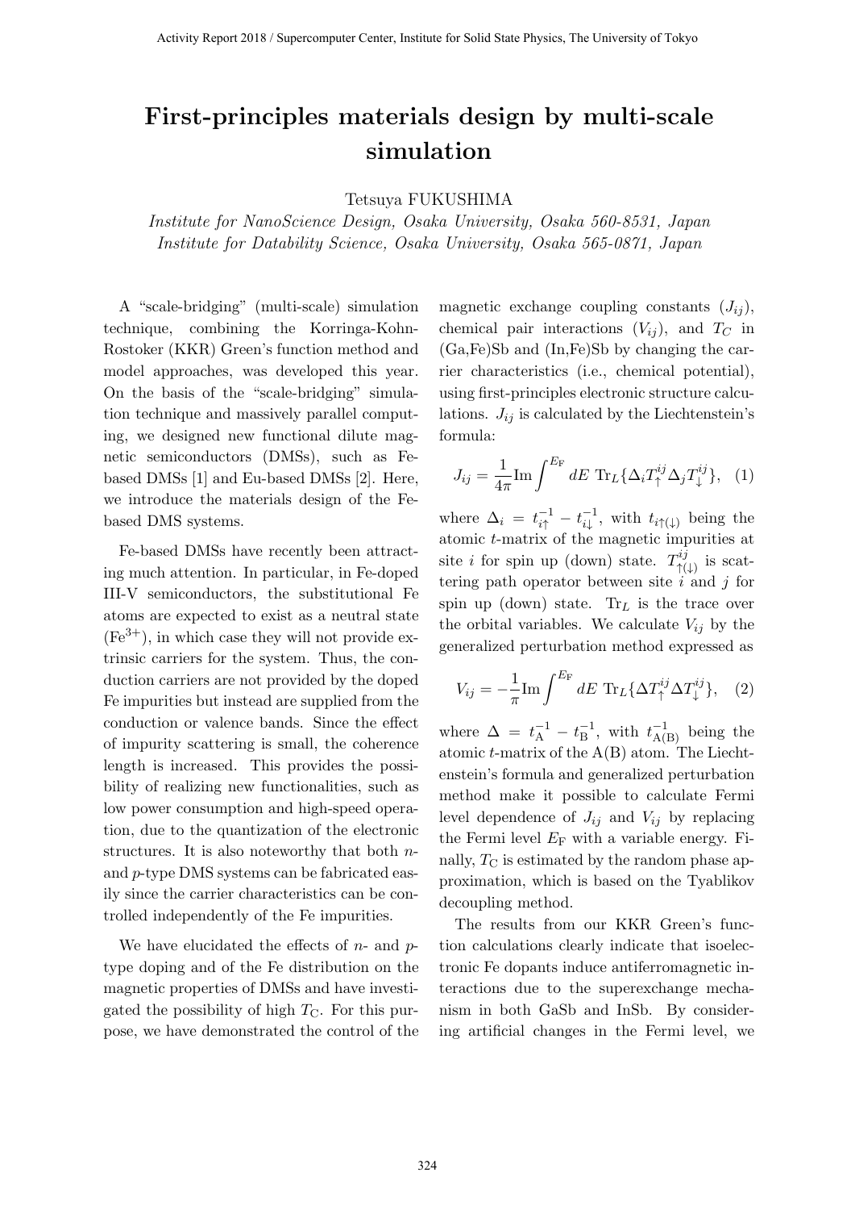# First-principles materials design by multi-scale simulation

Tetsuya FUKUSHIMA

*Institute for NanoScience Design, Osaka University, Osaka 560-8531, Japan*
*Institute for Datability Science, Osaka University, Osaka 565-0871, Japan*

A "scale-bridging" (multi-scale) simulation technique, combining the Korringa-Kohn-Rostoker (KKR) Green's function method and model approaches, was developed this year. On the basis of the "scale-bridging" simulation technique and massively parallel computing, we designed new functional dilute magnetic semiconductors (DMSs), such as Fe-based DMSs [1] and Eu-based DMSs [2]. Here, we introduce the materials design of the Fe-based DMS systems.

Fe-based DMSs have recently been attracting much attention. In particular, in Fe-doped III-V semiconductors, the substitutional Fe atoms are expected to exist as a neutral state ($Fe^{3+}$), in which case they will not provide extrinsic carriers for the system. Thus, the conduction carriers are not provided by the doped Fe impurities but instead are supplied from the conduction or valence bands. Since the effect of impurity scattering is small, the coherence length is increased. This provides the possibility of realizing new functionalities, such as low power consumption and high-speed operation, due to the quantization of the electronic structures. It is also noteworthy that both $n$- and $p$-type DMS systems can be fabricated easily since the carrier characteristics can be controlled independently of the Fe impurities.

We have elucidated the effects of $n$- and $p$-type doping and of the Fe distribution on the magnetic properties of DMSs and have investigated the possibility of high $T_C$. For this purpose, we have demonstrated the control of the magnetic exchange coupling constants ($J_{ij}$), chemical pair interactions ($V_{ij}$), and $T_C$ in (Ga,Fe)Sb and (In,Fe)Sb by changing the carrier characteristics (i.e., chemical potential), using first-principles electronic structure calculations. $J_{ij}$ is calculated by the Liechtenstein's formula:

$$J_{ij} = \frac{1}{4\pi} \mathrm{Im} \int^{E_{\mathrm{F}}} dE \ \mathrm{Tr}_L \{ \Delta_i T_{\uparrow}^{ij} \Delta_j T_{\downarrow}^{ij} \}, \quad (1)$$

where $\Delta_i = t_{i\uparrow}^{-1} - t_{i\downarrow}^{-1}$, with $t_{i\uparrow(\downarrow)}$ being the atomic $t$-matrix of the magnetic impurities at site $i$ for spin up (down) state. $T_{\uparrow(\downarrow)}^{ij}$ is scattering path operator between site $i$ and $j$ for spin up (down) state. $\mathrm{Tr}_L$ is the trace over the orbital variables. We calculate $V_{ij}$ by the generalized perturbation method expressed as

$$V_{ij} = -\frac{1}{\pi} \mathrm{Im} \int^{E_{\mathrm{F}}} dE \ \mathrm{Tr}_L \{ \Delta T_{\uparrow}^{ij} \Delta T_{\downarrow}^{ij} \}, \quad (2)$$

where $\Delta = t_{\mathrm{A}}^{-1} - t_{\mathrm{B}}^{-1}$, with $t_{\mathrm{A(B)}}^{-1}$ being the atomic $t$-matrix of the A(B) atom. The Liechtenstein's formula and generalized perturbation method make it possible to calculate Fermi level dependence of $J_{ij}$ and $V_{ij}$ by replacing the Fermi level $E_{\mathrm{F}}$ with a variable energy. Finally, $T_{\mathrm{C}}$ is estimated by the random phase approximation, which is based on the Tyablikov decoupling method.

The results from our KKR Green's function calculations clearly indicate that isoelectronic Fe dopants induce antiferromagnetic interactions due to the superexchange mechanism in both GaSb and InSb. By considering artificial changes in the Fermi level, we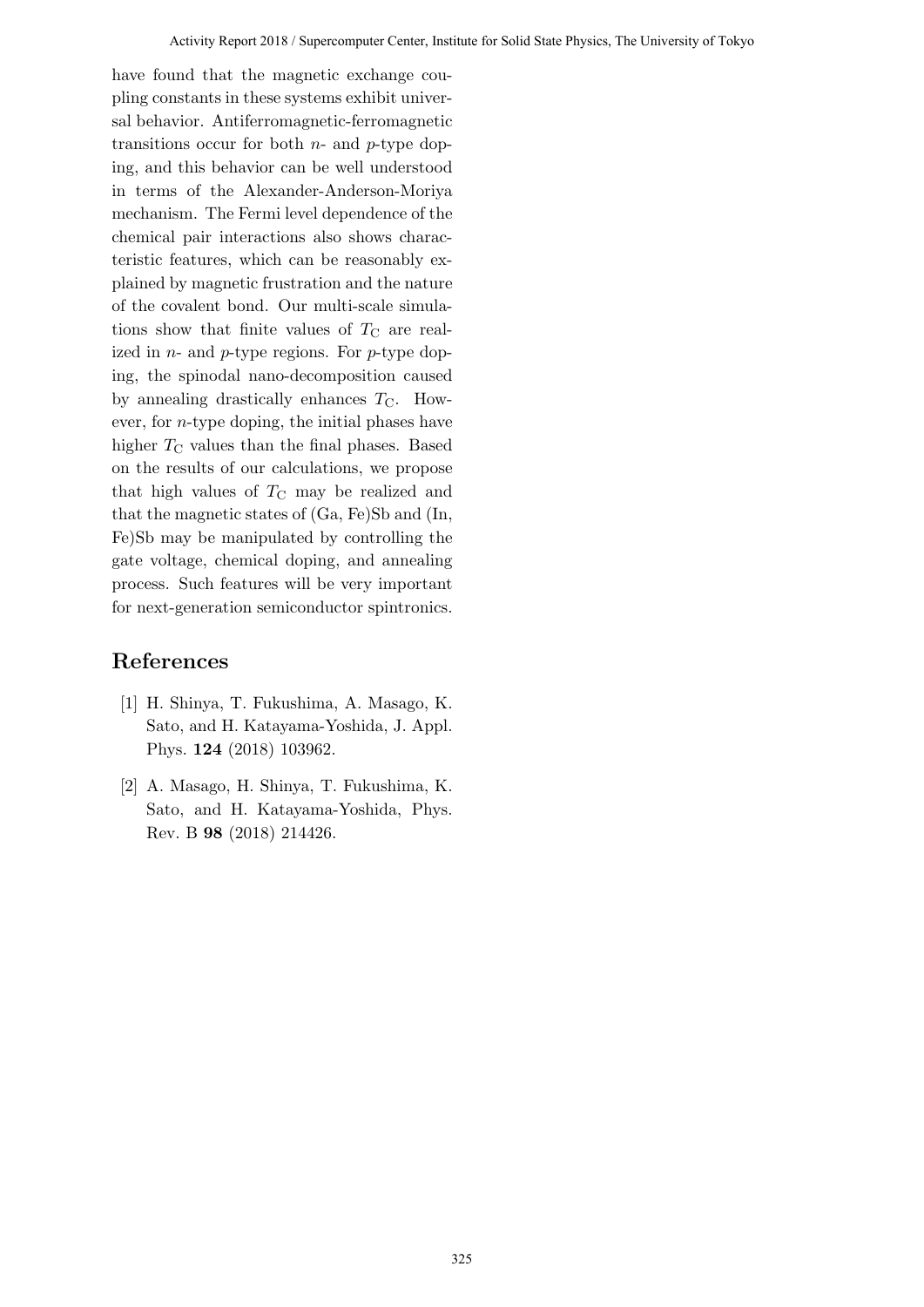have found that the magnetic exchange coupling constants in these systems exhibit universal behavior. Antiferromagnetic-ferromagnetic transitions occur for both $n$- and $p$-type doping, and this behavior can be well understood in terms of the Alexander-Anderson-Moriya mechanism. The Fermi level dependence of the chemical pair interactions also shows characteristic features, which can be reasonably explained by magnetic frustration and the nature of the covalent bond. Our multi-scale simulations show that finite values of $T_C$ are realized in $n$- and $p$-type regions. For $p$-type doping, the spinodal nano-decomposition caused by annealing drastically enhances $T_C$. However, for $n$-type doping, the initial phases have higher $T_C$ values than the final phases. Based on the results of our calculations, we propose that high values of $T_C$ may be realized and that the magnetic states of (Ga, Fe)Sb and (In, Fe)Sb may be manipulated by controlling the gate voltage, chemical doping, and annealing process. Such features will be very important for next-generation semiconductor spintronics.

## References

[1] H. Shinya, T. Fukushima, A. Masago, K. Sato, and H. Katayama-Yoshida, J. Appl. Phys. **124** (2018) 103962.

[2] A. Masago, H. Shinya, T. Fukushima, K. Sato, and H. Katayama-Yoshida, Phys. Rev. B **98** (2018) 214426.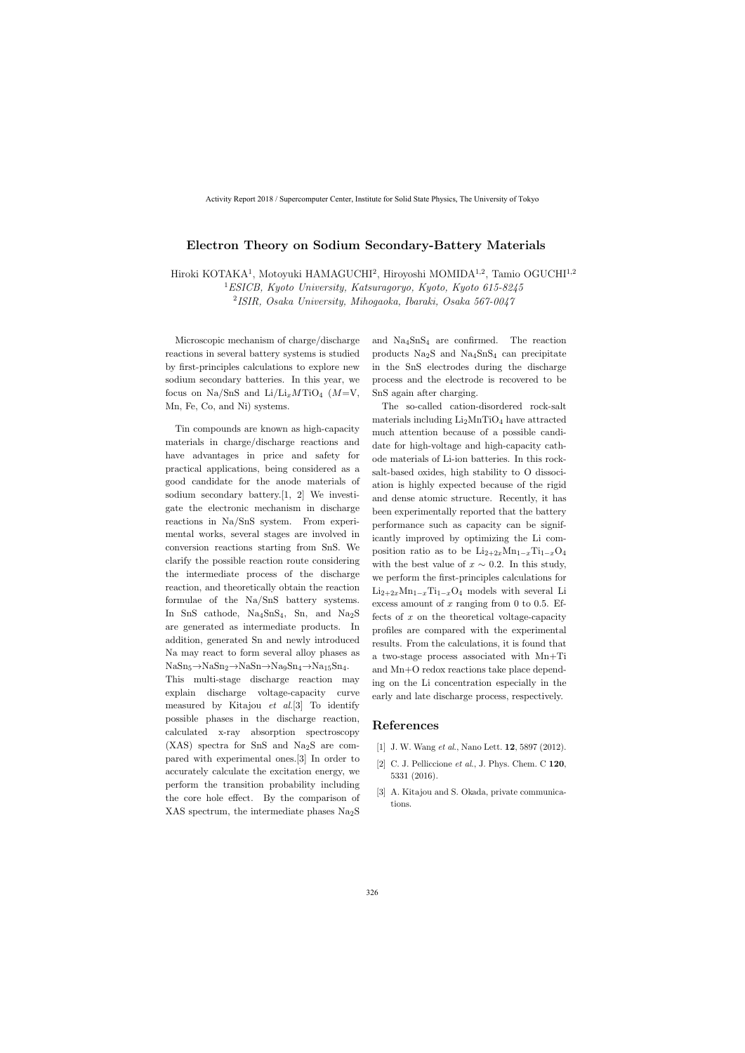# Electron Theory on Sodium Secondary-Battery Materials

Hiroki KOTAKA[1], Motoyuki HAMAGUCHI[2], Hiroyoshi MOMIDA[1,2], Tamio OGUCHI[1,2]

[1] *ESICB, Kyoto University, Katsuragoryo, Kyoto, Kyoto 615-8245*

[2] *ISIR, Osaka University, Mihogaoka, Ibaraki, Osaka 567-0047*

Microscopic mechanism of charge/discharge reactions in several battery systems is studied by first-principles calculations to explore new sodium secondary batteries. In this year, we focus on Na/SnS and Li/$Li_xMTiO_4$ ($M$=V, Mn, Fe, Co, and Ni) systems.

Tin compounds are known as high-capacity materials in charge/discharge reactions and have advantages in price and safety for practical applications, being considered as a good candidate for the anode materials of sodium secondary battery.[1, 2] We investigate the electronic mechanism in discharge reactions in Na/SnS system. From experimental works, several stages are involved in conversion reactions starting from SnS. We clarify the possible reaction route considering the intermediate process of the discharge reaction, and theoretically obtain the reaction formulae of the Na/SnS battery systems. In SnS cathode, $Na_4SnS_4$, Sn, and $Na_2S$ are generated as intermediate products. In addition, generated Sn and newly introduced Na may react to form several alloy phases as $NaSn_5 \rightarrow NaSn_2 \rightarrow NaSn \rightarrow Na_9Sn_4 \rightarrow Na_{15}Sn_4$.
This multi-stage discharge reaction may explain discharge voltage-capacity curve measured by Kitajou *et al.*[3] To identify possible phases in the discharge reaction, calculated x-ray absorption spectroscopy (XAS) spectra for SnS and $Na_2S$ are compared with experimental ones.[3] In order to accurately calculate the excitation energy, we perform the transition probability including the core hole effect. By the comparison of XAS spectrum, the intermediate phases $Na_2S$ and $Na_4SnS_4$ are confirmed. The reaction products $Na_2S$ and $Na_4SnS_4$ can precipitate in the SnS electrodes during the discharge process and the electrode is recovered to be SnS again after charging.

The so-called cation-disordered rock-salt materials including $Li_2MnTiO_4$ have attracted much attention because of a possible candidate for high-voltage and high-capacity cathode materials of Li-ion batteries. In this rock-salt-based oxides, high stability to O dissociation is highly expected because of the rigid and dense atomic structure. Recently, it has been experimentally reported that the battery performance such as capacity can be significantly improved by optimizing the Li composition ratio as to be $Li_{2+2x}Mn_{1-x}Ti_{1-x}O_4$ with the best value of $x \sim 0.2$. In this study, we perform the first-principles calculations for $Li_{2+2x}Mn_{1-x}Ti_{1-x}O_4$ models with several Li excess amount of $x$ ranging from 0 to 0.5. Effects of $x$ on the theoretical voltage-capacity profiles are compared with the experimental results. From the calculations, it is found that a two-stage process associated with Mn+Ti and Mn+O redox reactions take place depending on the Li concentration especially in the early and late discharge process, respectively.

## References

[1] J. W. Wang *et al.*, Nano Lett. **12**, 5897 (2012).

[2] C. J. Pelliccione *et al.*, J. Phys. Chem. C **120**, 5331 (2016).

[3] A. Kitajou and S. Okada, private communications.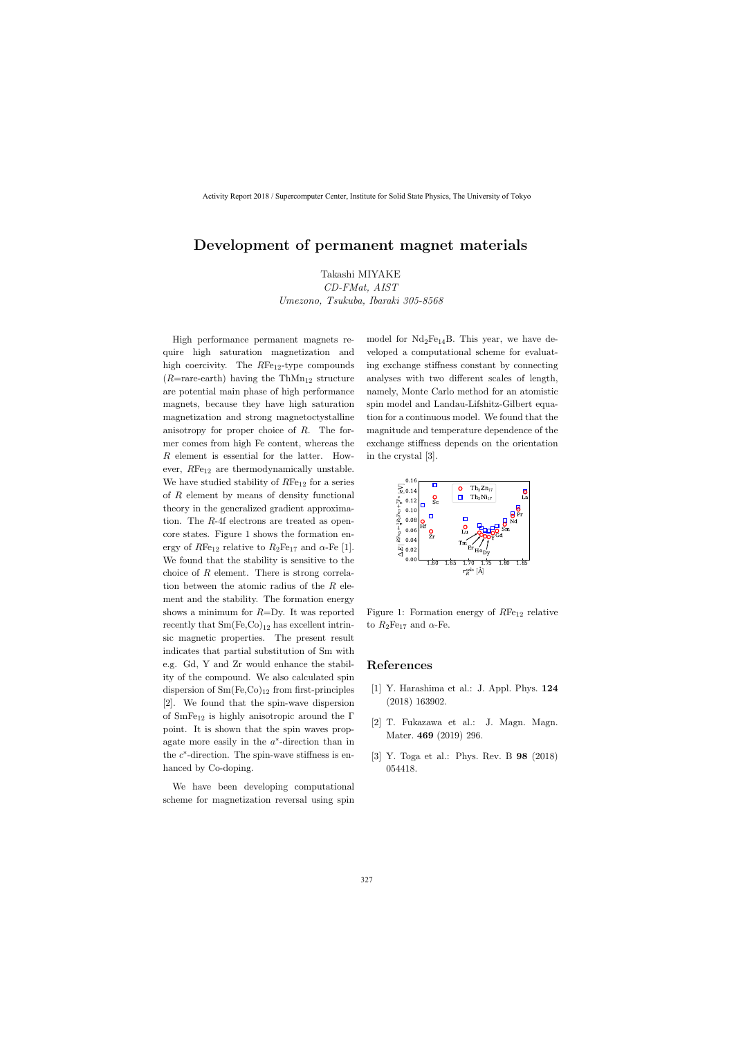# Development of permanent magnet materials

Takashi MIYAKE

*CD-FMat, AIST*

*Umezono, Tsukuba, Ibaraki 305-8568*

High performance permanent magnets require high saturation magnetization and high coercivity. The $R\mathrm{Fe}_{12}$-type compounds ($R$=rare-earth) having the $\mathrm{ThMn}_{12}$ structure are potential main phase of high performance magnets, because they have high saturation magnetization and strong magnetoctystalline anisotropy for proper choice of $R$. The former comes from high Fe content, whereas the $R$ element is essential for the latter. However, $R\mathrm{Fe}_{12}$ are thermodynamically unstable. We have studied stability of $R\mathrm{Fe}_{12}$ for a series of $R$ element by means of density functional theory in the generalized gradient approximation. The $R$-4f electrons are treated as open-core states. Figure 1 shows the formation energy of $R\mathrm{Fe}_{12}$ relative to $R_2\mathrm{Fe}_{17}$ and $\alpha$-Fe [1]. We found that the stability is sensitive to the choice of $R$ element. There is strong correlation between the atomic radius of the $R$ element and the stability. The formation energy shows a minimum for $R$=Dy. It was reported recently that Sm(Fe,Co)$_{12}$ has excellent intrinsic magnetic properties. The present result indicates that partial substitution of Sm with e.g. Gd, Y and Zr would enhance the stability of the compound. We also calculated spin dispersion of Sm(Fe,Co)$_{12}$ from first-principles [2]. We found that the spin-wave dispersion of $\mathrm{SmFe}_{12}$ is highly anisotropic around the $\Gamma$ point. It is shown that the spin waves propagate more easily in the $a^*$-direction than in the $c^*$-direction. The spin-wave stiffness is enhanced by Co-doping.

We have been developing computational scheme for magnetization reversal using spin model for $\mathrm{Nd}_2\mathrm{Fe}_{14}\mathrm{B}$. This year, we have developed a computational scheme for evaluating exchange stiffness constant by connecting analyses with two different scales of length, namely, Monte Carlo method for an atomistic spin model and Landau-Lifshitz-Gilbert equation for a continuous model. We found that the magnitude and temperature dependence of the exchange stiffness depends on the orientation in the crystal [3].

Figure 1: Formation energy of $R\mathrm{Fe}_{12}$ relative to $R_2\mathrm{Fe}_{17}$ and $\alpha$-Fe.

## References

[1] Y. Harashima et al.: J. Appl. Phys. **124** (2018) 163902.

[2] T. Fukazawa et al.: J. Magn. Magn. Mater. **469** (2019) 296.

[3] Y. Toga et al.: Phys. Rev. B **98** (2018) 054418.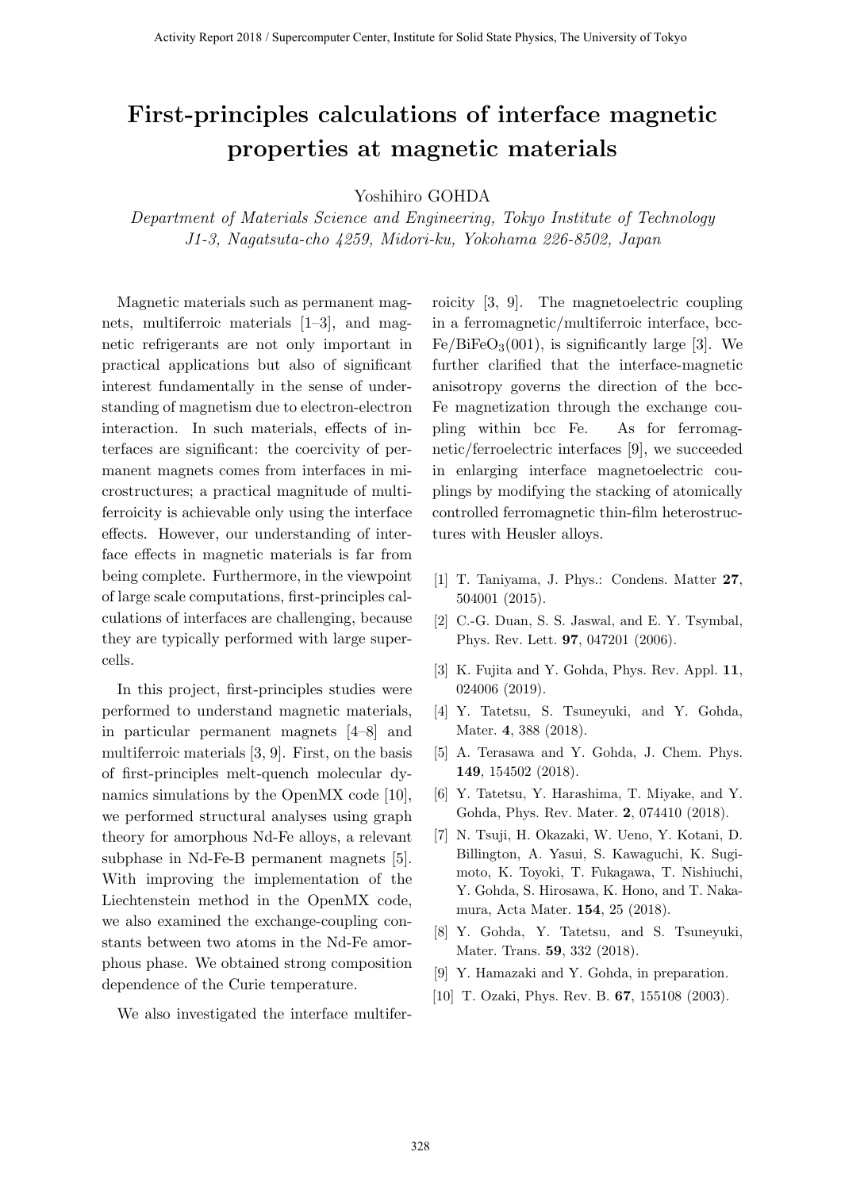# First-principles calculations of interface magnetic properties at magnetic materials

Yoshihiro GOHDA

*Department of Materials Science and Engineering, Tokyo Institute of Technology*
*J1-3, Nagatsuta-cho 4259, Midori-ku, Yokohama 226-8502, Japan*

Magnetic materials such as permanent magnets, multiferroic materials [1–3], and magnetic refrigerants are not only important in practical applications but also of significant interest fundamentally in the sense of understanding of magnetism due to electron-electron interaction. In such materials, effects of interfaces are significant: the coercivity of permanent magnets comes from interfaces in microstructures; a practical magnitude of multiferroicity is achievable only using the interface effects. However, our understanding of interface effects in magnetic materials is far from being complete. Furthermore, in the viewpoint of large scale computations, first-principles calculations of interfaces are challenging, because they are typically performed with large supercells.

In this project, first-principles studies were performed to understand magnetic materials, in particular permanent magnets [4–8] and multiferroic materials [3, 9]. First, on the basis of first-principles melt-quench molecular dynamics simulations by the OpenMX code [10], we performed structural analyses using graph theory for amorphous Nd-Fe alloys, a relevant subphase in Nd-Fe-B permanent magnets [5]. With improving the implementation of the Liechtenstein method in the OpenMX code, we also examined the exchange-coupling constants between two atoms in the Nd-Fe amorphous phase. We obtained strong composition dependence of the Curie temperature.

We also investigated the interface multiferroicity [3, 9]. The magnetoelectric coupling in a ferromagnetic/multiferroic interface, bcc-Fe/$BiFeO_3$(001), is significantly large [3]. We further clarified that the interface-magnetic anisotropy governs the direction of the bcc-Fe magnetization through the exchange coupling within bcc Fe. As for ferromagnetic/ferroelectric interfaces [9], we succeeded in enlarging interface magnetoelectric couplings by modifying the stacking of atomically controlled ferromagnetic thin-film heterostructures with Heusler alloys.

[1] T. Taniyama, J. Phys.: Condens. Matter **27**, 504001 (2015).

[2] C.-G. Duan, S. S. Jaswal, and E. Y. Tsymbal, Phys. Rev. Lett. **97**, 047201 (2006).

[3] K. Fujita and Y. Gohda, Phys. Rev. Appl. **11**, 024006 (2019).

[4] Y. Tatetsu, S. Tsuneyuki, and Y. Gohda, Mater. **4**, 388 (2018).

[5] A. Terasawa and Y. Gohda, J. Chem. Phys. **149**, 154502 (2018).

[6] Y. Tatetsu, Y. Harashima, T. Miyake, and Y. Gohda, Phys. Rev. Mater. **2**, 074410 (2018).

[7] N. Tsuji, H. Okazaki, W. Ueno, Y. Kotani, D. Billington, A. Yasui, S. Kawaguchi, K. Sugimoto, K. Toyoki, T. Fukagawa, T. Nishiuchi, Y. Gohda, S. Hirosawa, K. Hono, and T. Nakamura, Acta Mater. **154**, 25 (2018).

[8] Y. Gohda, Y. Tatetsu, and S. Tsuneyuki, Mater. Trans. **59**, 332 (2018).

[9] Y. Hamazaki and Y. Gohda, in preparation.

[10] T. Ozaki, Phys. Rev. B. **67**, 155108 (2003).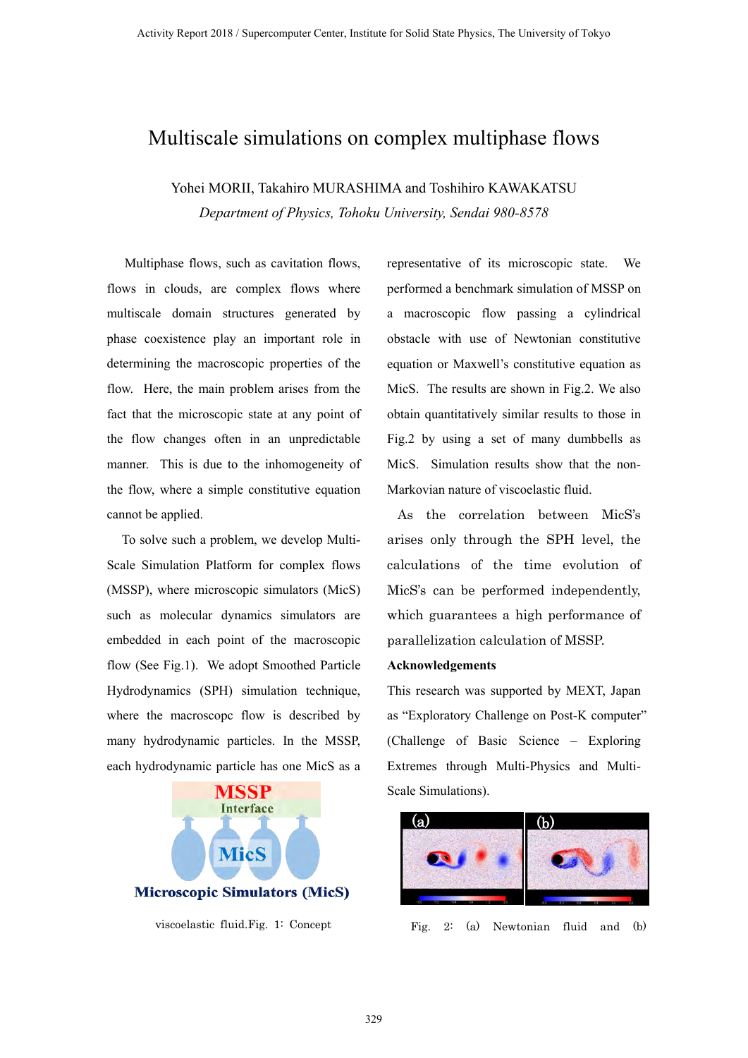# Multiscale simulations on complex multiphase flows

Yohei MORII, Takahiro MURASHIMA and Toshihiro KAWAKATSU

*Department of Physics, Tohoku University, Sendai 980-8578*

Multiphase flows, such as cavitation flows, flows in clouds, are complex flows where multiscale domain structures generated by phase coexistence play an important role in determining the macroscopic properties of the flow. Here, the main problem arises from the fact that the microscopic state at any point of the flow changes often in an unpredictable manner. This is due to the inhomogeneity of the flow, where a simple constitutive equation cannot be applied.

To solve such a problem, we develop Multi-Scale Simulation Platform for complex flows (MSSP), where microscopic simulators (MicS) such as molecular dynamics simulators are embedded in each point of the macroscopic flow (See Fig.1). We adopt Smoothed Particle Hydrodynamics (SPH) simulation technique, where the macroscopc flow is described by many hydrodynamic particles. In the MSSP, each hydrodynamic particle has one MicS as a representative of its microscopic state. We performed a benchmark simulation of MSSP on a macroscopic flow passing a cylindrical obstacle with use of Newtonian constitutive equation or Maxwell's constitutive equation as MicS. The results are shown in Fig.2. We also obtain quantitatively similar results to those in Fig.2 by using a set of many dumbbells as MicS. Simulation results show that the non-Markovian nature of viscoelastic fluid.

As the correlation between MicS's arises only through the SPH level, the calculations of the time evolution of MicS's can be performed independently, which guarantees a high performance of parallelization calculation of MSSP.

MSSP
Interface
MicS
Microscopic Simulators (MicS)

viscoelastic fluid.Fig. 1: Concept

Fig. 2: (a) Newtonian fluid and (b)

**Acknowledgements**

This research was supported by MEXT, Japan as "Exploratory Challenge on Post-K computer" (Challenge of Basic Science – Exploring Extremes through Multi-Physics and Multi-Scale Simulations).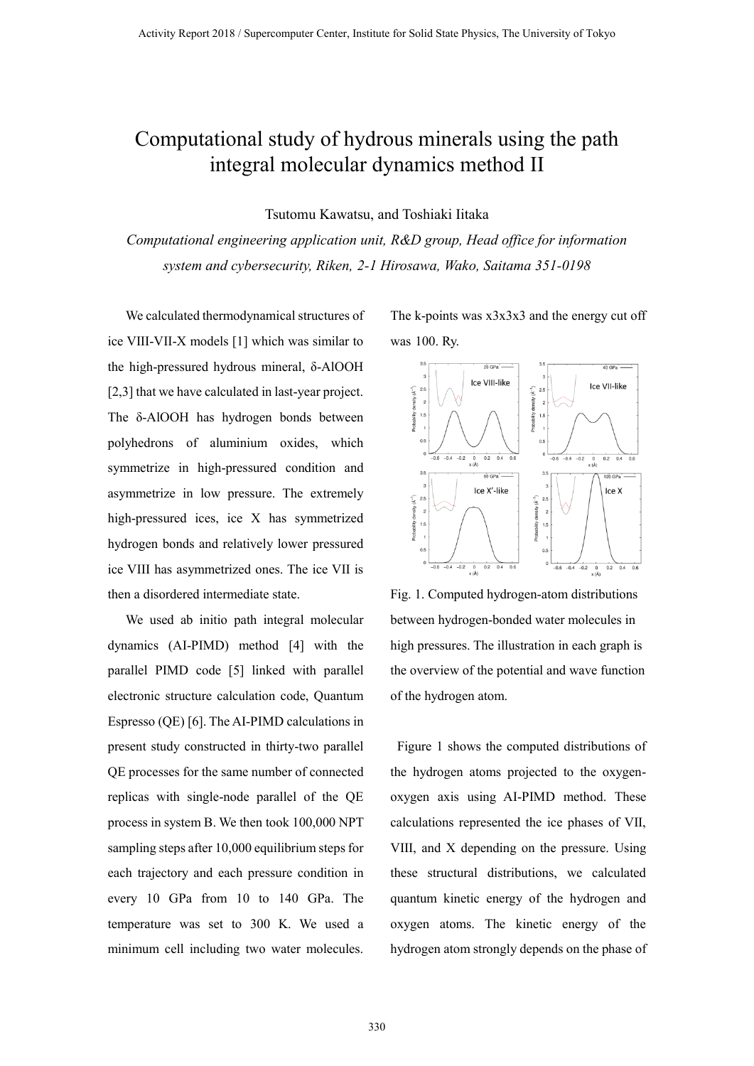# Computational study of hydrous minerals using the path integral molecular dynamics method II

Tsutomu Kawatsu, and Toshiaki Iitaka

*Computational engineering application unit, R&D group, Head office for information system and cybersecurity, Riken, 2-1 Hirosawa, Wako, Saitama 351-0198*

We calculated thermodynamical structures of ice VIII-VII-X models [1] which was similar to the high-pressured hydrous mineral, δ-AlOOH [2,3] that we have calculated in last-year project. The δ-AlOOH has hydrogen bonds between polyhedrons of aluminium oxides, which symmetrize in high-pressured condition and asymmetrize in low pressure. The extremely high-pressured ices, ice X has symmetrized hydrogen bonds and relatively lower pressured ice VIII has asymmetrized ones. The ice VII is then a disordered intermediate state.

We used ab initio path integral molecular dynamics (AI-PIMD) method [4] with the parallel PIMD code [5] linked with parallel electronic structure calculation code, Quantum Espresso (QE) [6]. The AI-PIMD calculations in present study constructed in thirty-two parallel QE processes for the same number of connected replicas with single-node parallel of the QE process in system B. We then took 100,000 NPT sampling steps after 10,000 equilibrium steps for each trajectory and each pressure condition in every 10 GPa from 10 to 140 GPa. The temperature was set to 300 K. We used a minimum cell including two water molecules. The k-points was x3x3x3 and the energy cut off was 100. Ry.

Fig. 1. Computed hydrogen-atom distributions between hydrogen-bonded water molecules in high pressures. The illustration in each graph is the overview of the potential and wave function of the hydrogen atom.

Figure 1 shows the computed distributions of the hydrogen atoms projected to the oxygen-oxygen axis using AI-PIMD method. These calculations represented the ice phases of VII, VIII, and X depending on the pressure. Using these structural distributions, we calculated quantum kinetic energy of the hydrogen and oxygen atoms. The kinetic energy of the hydrogen atom strongly depends on the phase of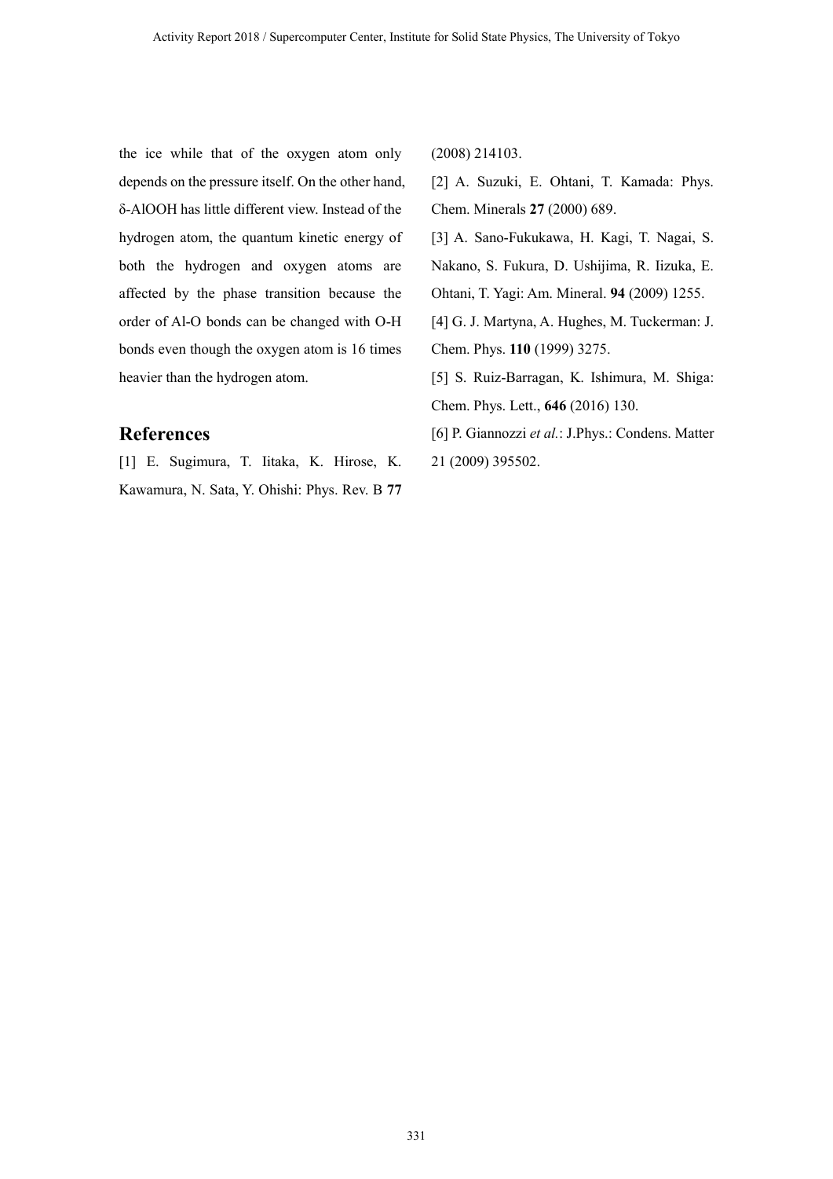the ice while that of the oxygen atom only depends on the pressure itself. On the other hand, δ-AlOOH has little different view. Instead of the hydrogen atom, the quantum kinetic energy of both the hydrogen and oxygen atoms are affected by the phase transition because the order of Al-O bonds can be changed with O-H bonds even though the oxygen atom is 16 times heavier than the hydrogen atom.

## References

[1] E. Sugimura, T. Iitaka, K. Hirose, K. Kawamura, N. Sata, Y. Ohishi: Phys. Rev. B **77** (2008) 214103.

[2] A. Suzuki, E. Ohtani, T. Kamada: Phys. Chem. Minerals **27** (2000) 689.

[3] A. Sano-Fukukawa, H. Kagi, T. Nagai, S. Nakano, S. Fukura, D. Ushijima, R. Iizuka, E. Ohtani, T. Yagi: Am. Mineral. **94** (2009) 1255.

[4] G. J. Martyna, A. Hughes, M. Tuckerman: J. Chem. Phys. **110** (1999) 3275.

[5] S. Ruiz-Barragan, K. Ishimura, M. Shiga: Chem. Phys. Lett., **646** (2016) 130.

[6] P. Giannozzi *et al.*: J.Phys.: Condens. Matter 21 (2009) 395502.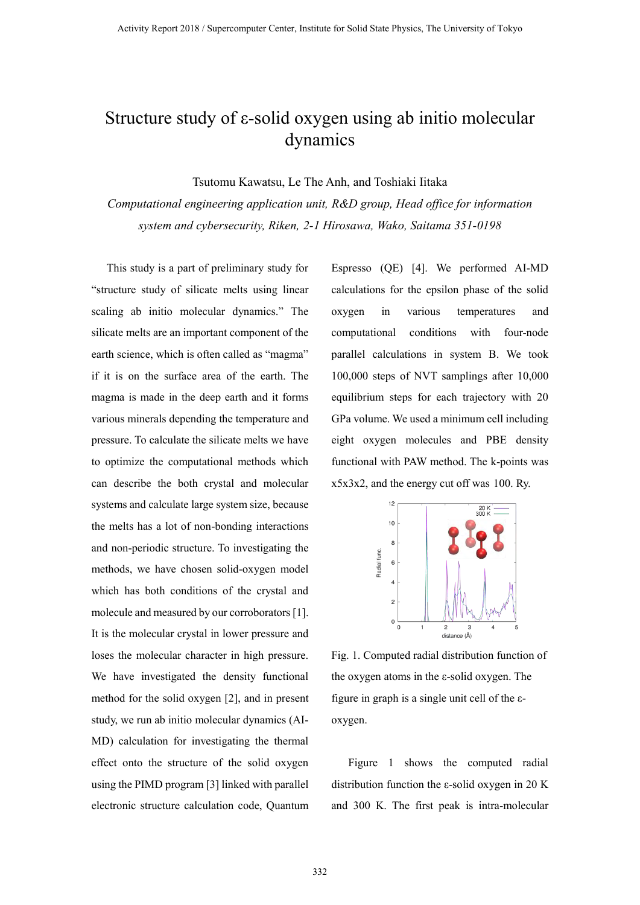# Structure study of ε-solid oxygen using ab initio molecular dynamics

Tsutomu Kawatsu, Le The Anh, and Toshiaki Iitaka

*Computational engineering application unit, R&D group, Head office for information system and cybersecurity, Riken, 2-1 Hirosawa, Wako, Saitama 351-0198*

This study is a part of preliminary study for "structure study of silicate melts using linear scaling ab initio molecular dynamics." The silicate melts are an important component of the earth science, which is often called as "magma" if it is on the surface area of the earth. The magma is made in the deep earth and it forms various minerals depending the temperature and pressure. To calculate the silicate melts we have to optimize the computational methods which can describe the both crystal and molecular systems and calculate large system size, because the melts has a lot of non-bonding interactions and non-periodic structure. To investigating the methods, we have chosen solid-oxygen model which has both conditions of the crystal and molecule and measured by our corroborators [1]. It is the molecular crystal in lower pressure and loses the molecular character in high pressure. We have investigated the density functional method for the solid oxygen [2], and in present study, we run ab initio molecular dynamics (AI-MD) calculation for investigating the thermal effect onto the structure of the solid oxygen using the PIMD program [3] linked with parallel electronic structure calculation code, Quantum Espresso (QE) [4]. We performed AI-MD calculations for the epsilon phase of the solid oxygen in various temperatures and computational conditions with four-node parallel calculations in system B. We took 100,000 steps of NVT samplings after 10,000 equilibrium steps for each trajectory with 20 GPa volume. We used a minimum cell including eight oxygen molecules and PBE density functional with PAW method. The k-points was x5x3x2, and the energy cut off was 100. Ry.

Fig. 1. Computed radial distribution function of the oxygen atoms in the ε-solid oxygen. The figure in graph is a single unit cell of the ε-oxygen.

Figure 1 shows the computed radial distribution function the ε-solid oxygen in 20 K and 300 K. The first peak is intra-molecular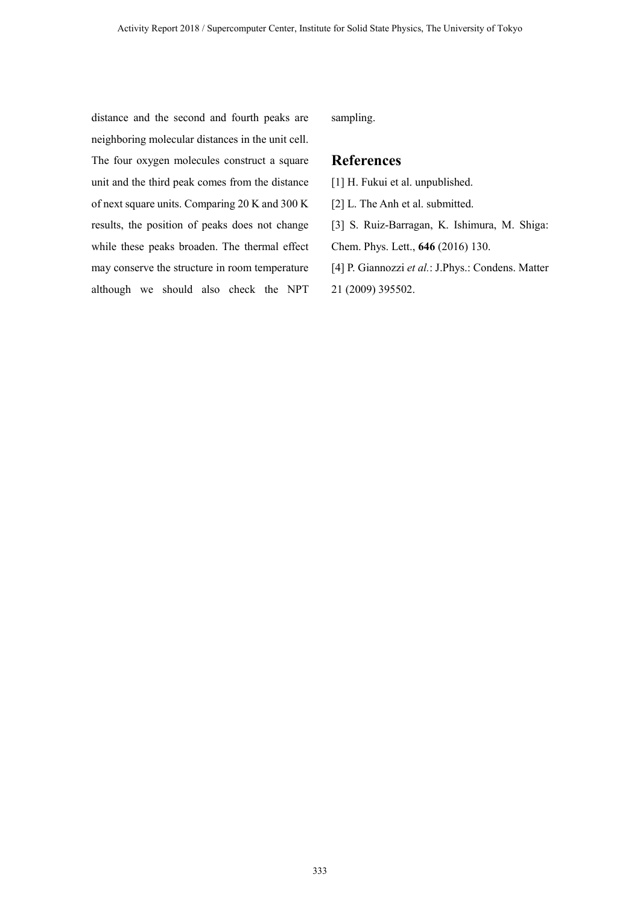distance and the second and fourth peaks are neighboring molecular distances in the unit cell. The four oxygen molecules construct a square unit and the third peak comes from the distance of next square units. Comparing 20 K and 300 K results, the position of peaks does not change while these peaks broaden. The thermal effect may conserve the structure in room temperature although we should also check the NPT sampling.

## References

[1] H. Fukui et al. unpublished.

[2] L. The Anh et al. submitted.

[3] S. Ruiz-Barragan, K. Ishimura, M. Shiga: Chem. Phys. Lett., **646** (2016) 130.

[4] P. Giannozzi *et al.*: J.Phys.: Condens. Matter 21 (2009) 395502.